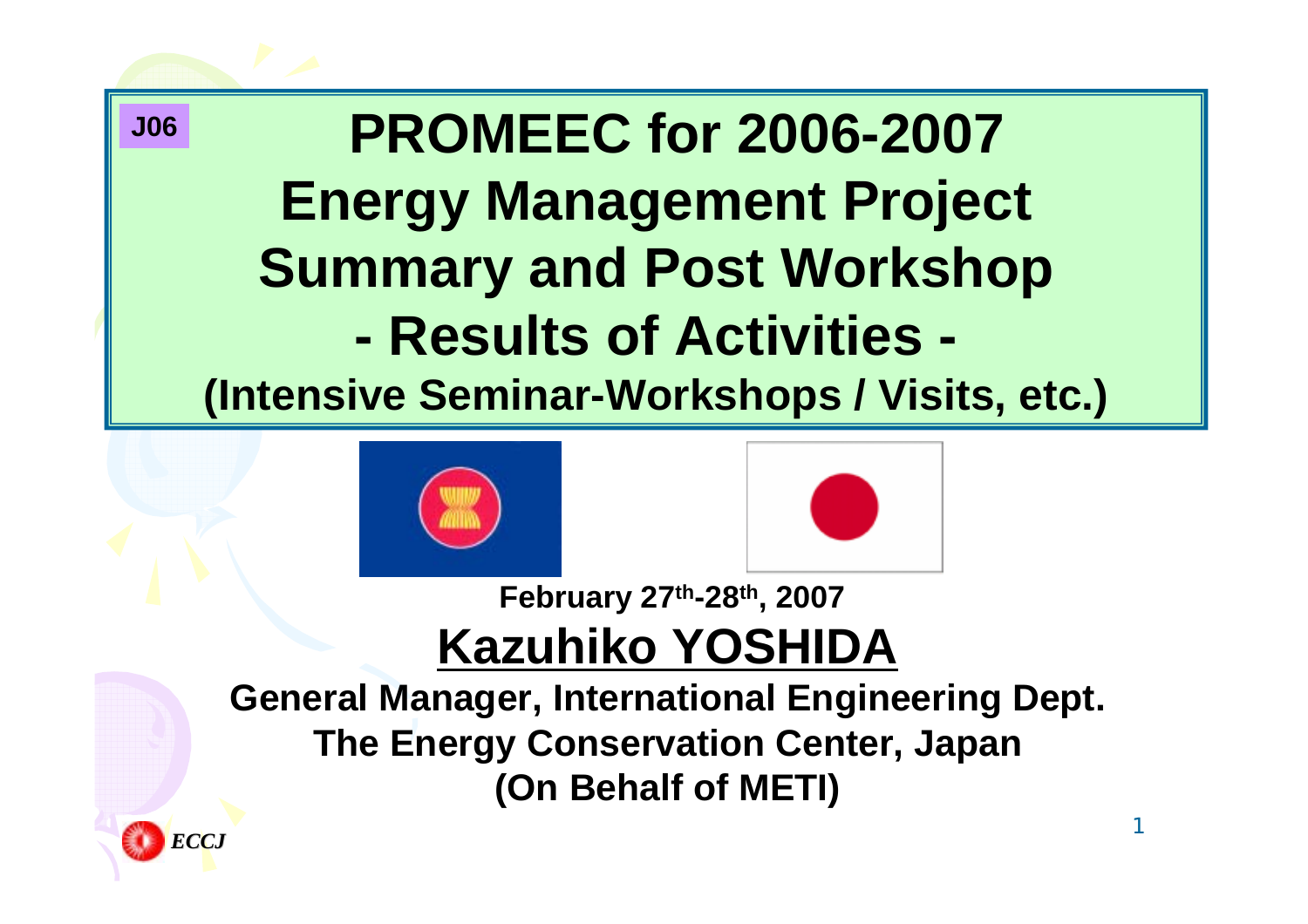J06

# PROMEEC for 2006-2007 Energy Management Project Summary and Post Workshop - Results of Activities -

## (Intensive Seminar-Workshops / Visits, etc.)

**February 27th-28th, 2007**

## Kazuhiko YOSHIDA

**General Manager, International Engineering Dept.**
**The Energy Conservation Center, Japan**
**(On Behalf of METI)**

ECCJ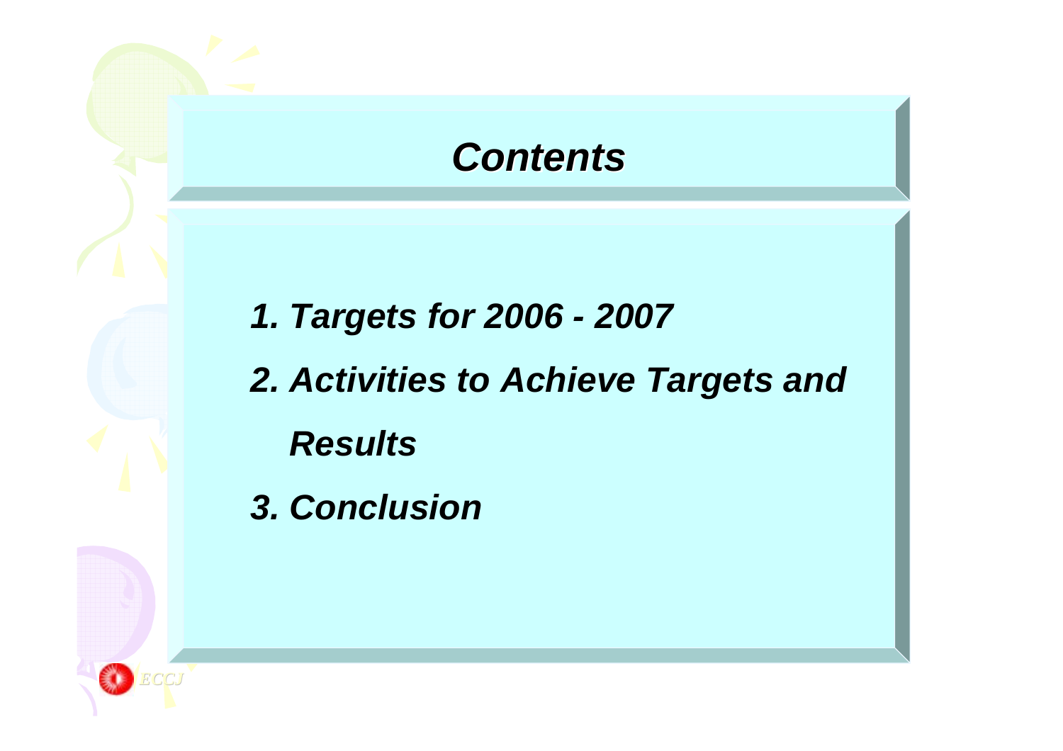# *Contents*

1. ***Targets for 2006 - 2007***
2. ***Activities to Achieve Targets and Results***
3. ***Conclusion***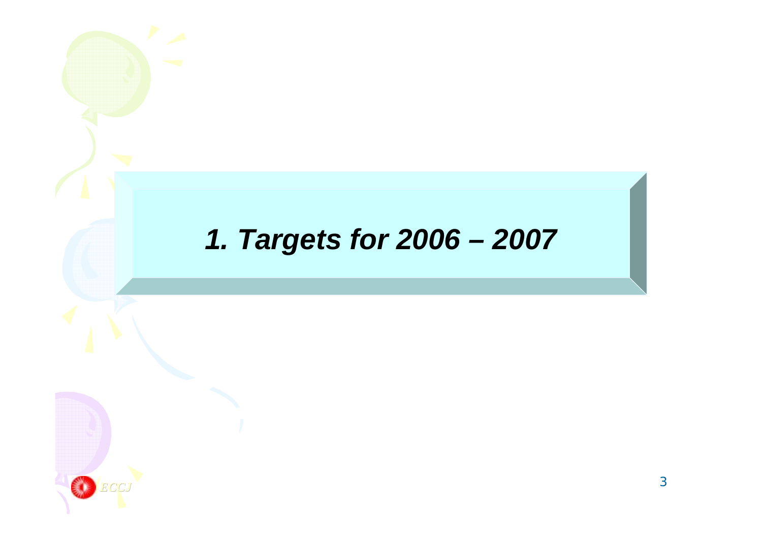# *1. Targets for 2006 – 2007*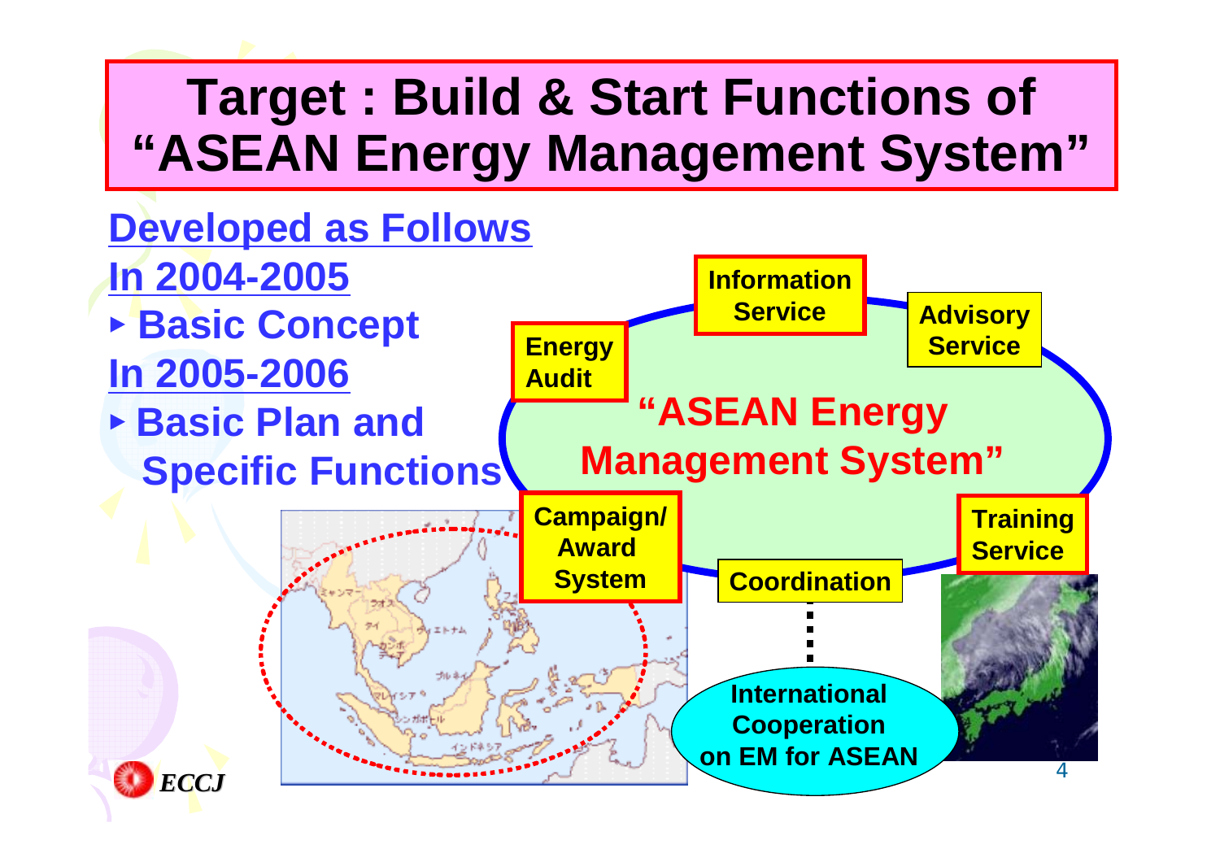# Target : Build & Start Functions of "ASEAN Energy Management System"

**Developed as Follows**

**In 2004-2005**

- **Basic Concept**

**In 2005-2006**

- **Basic Plan and Specific Functions**

**"ASEAN Energy Management System"**

- Information Service
- Advisory Service
- Energy Audit
- Campaign/ Award System
- Coordination
- Training Service

International Cooperation on EM for ASEAN

ECCJ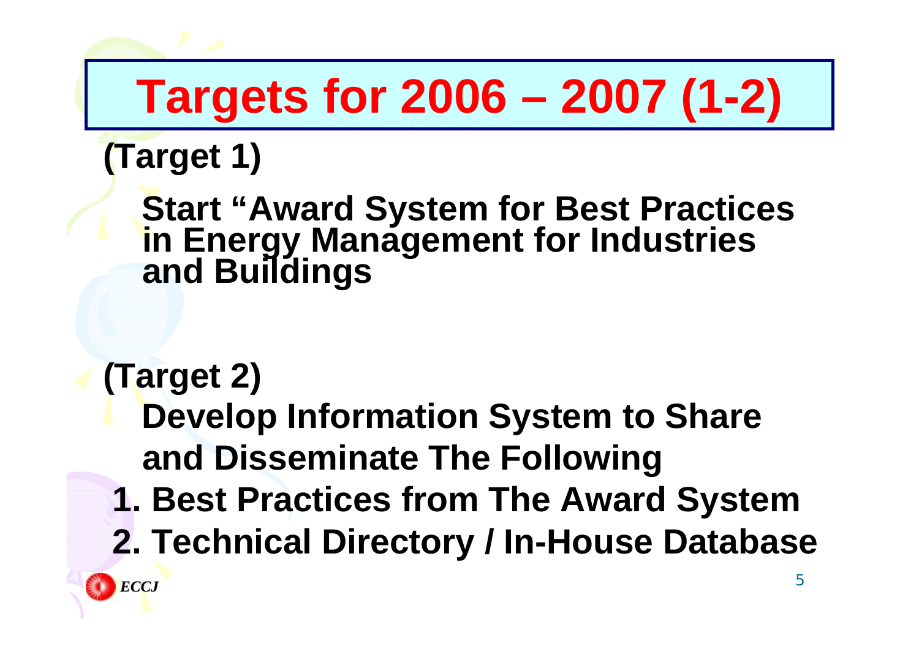# Targets for 2006 – 2007 (1-2)

**(Target 1)**

**Start "Award System for Best Practices in Energy Management for Industries and Buildings**

**(Target 2)**

**Develop Information System to Share and Disseminate The Following**

1. **Best Practices from The Award System**
2. **Technical Directory / In-House Database**

*ECCJ*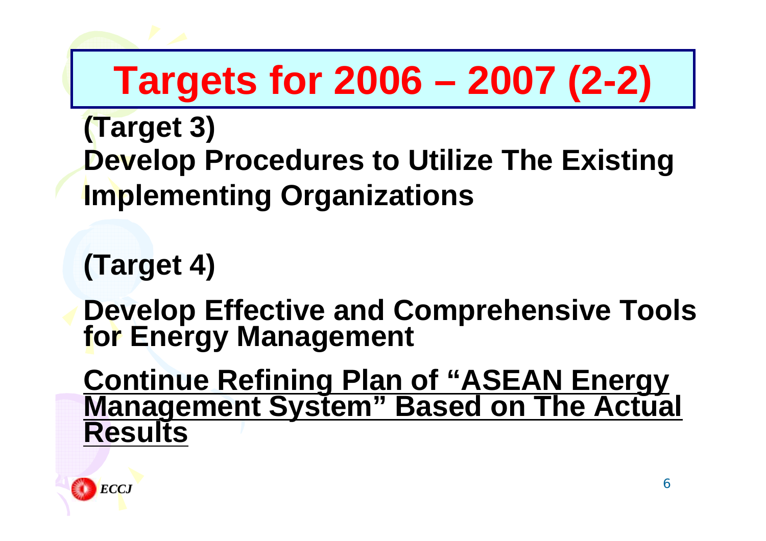# Targets for 2006 – 2007 (2-2)

**(Target 3)**
**Develop Procedures to Utilize The Existing Implementing Organizations**

**(Target 4)**

**Develop Effective and Comprehensive Tools for Energy Management**

**<u>Continue Refining Plan of "ASEAN Energy Management System" Based on The Actual Results</u>**

*ECCJ*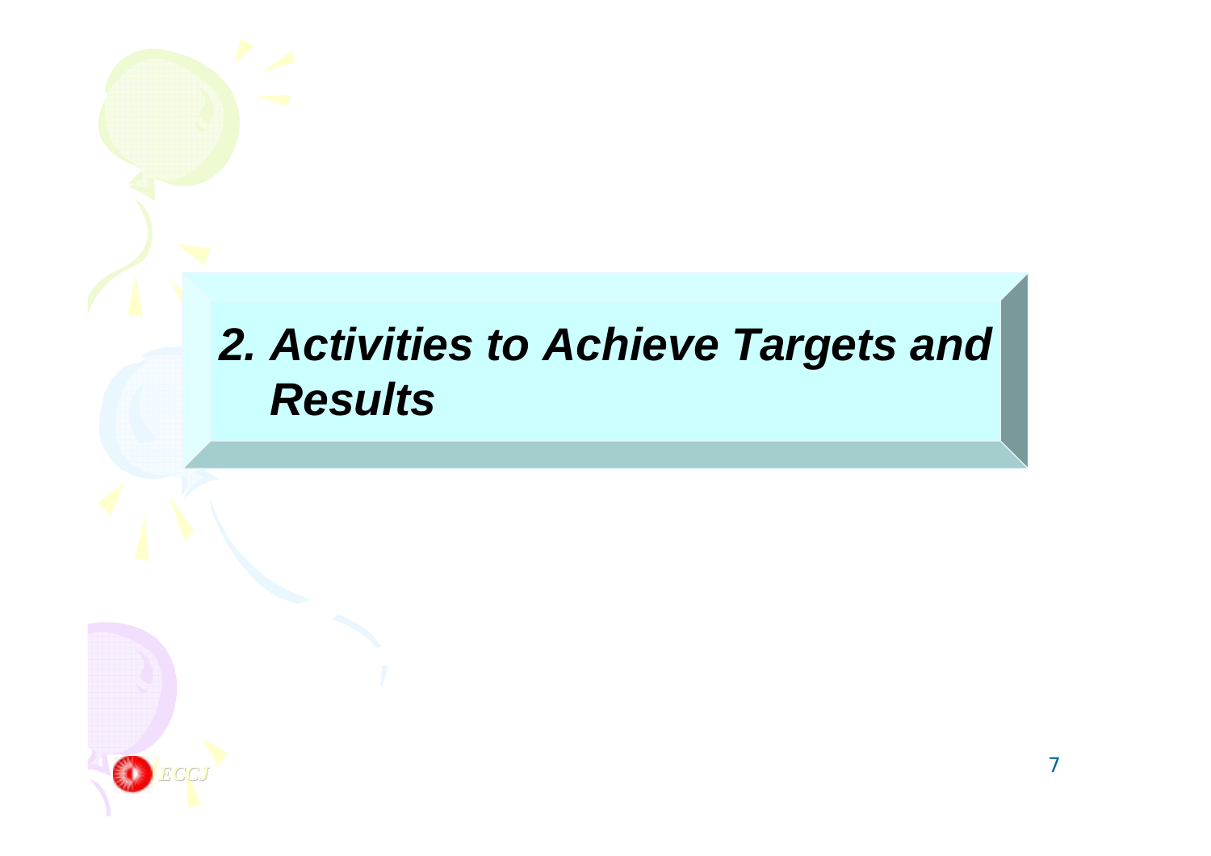# *2. Activities to Achieve Targets and Results*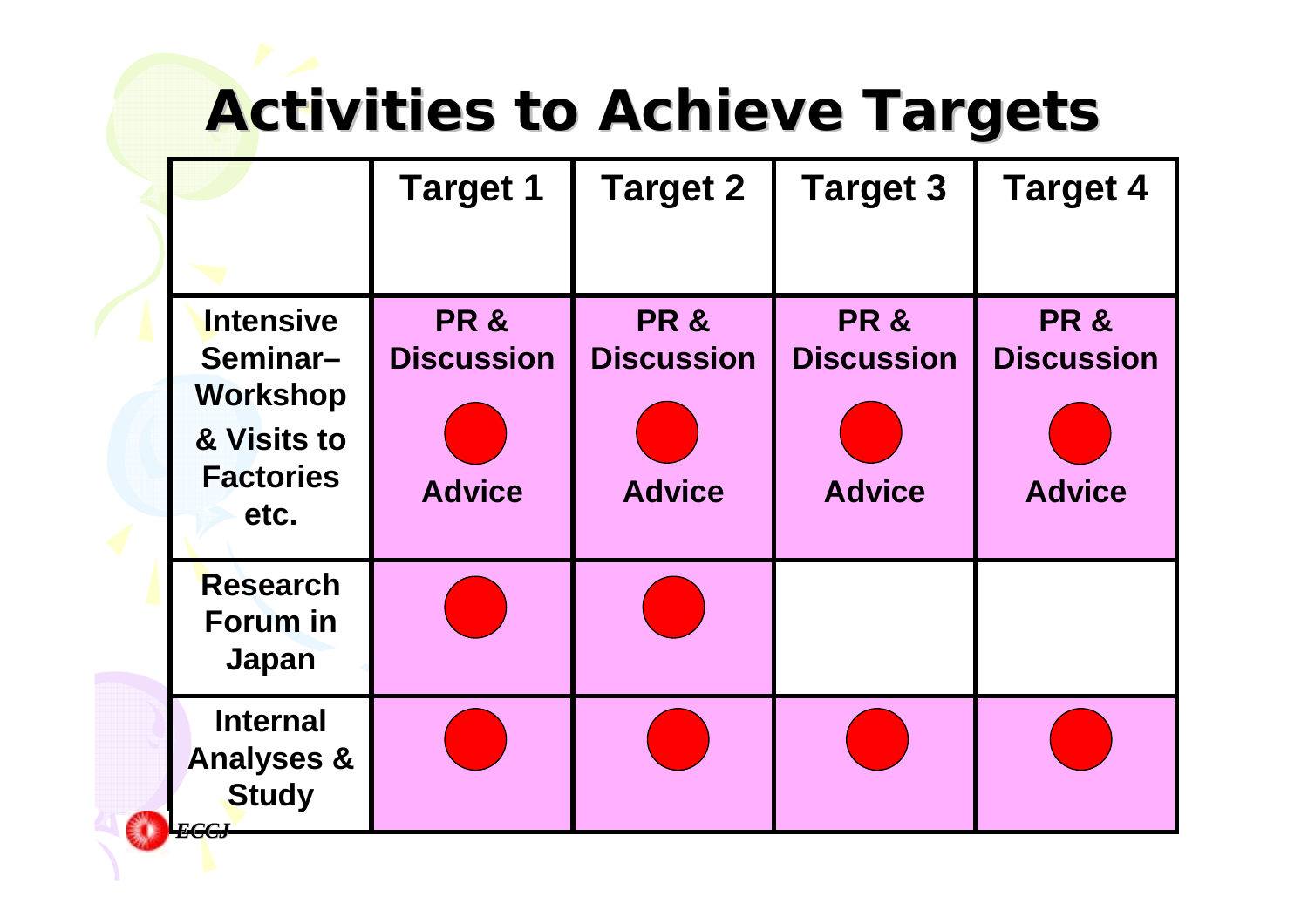# Activities to Achieve Targets

| | Target 1 | Target 2 | Target 3 | Target 4 |
|---|---|---|---|---|
| Intensive Seminar–Workshop & Visits to Factories etc. | PR & Discussion ● Advice | PR & Discussion ● Advice | PR & Discussion ● Advice | PR & Discussion ● Advice |
| Research Forum in Japan | ● | ● | | |
| Internal Analyses & Study | ● | ● | ● | ● |

*ECCJ*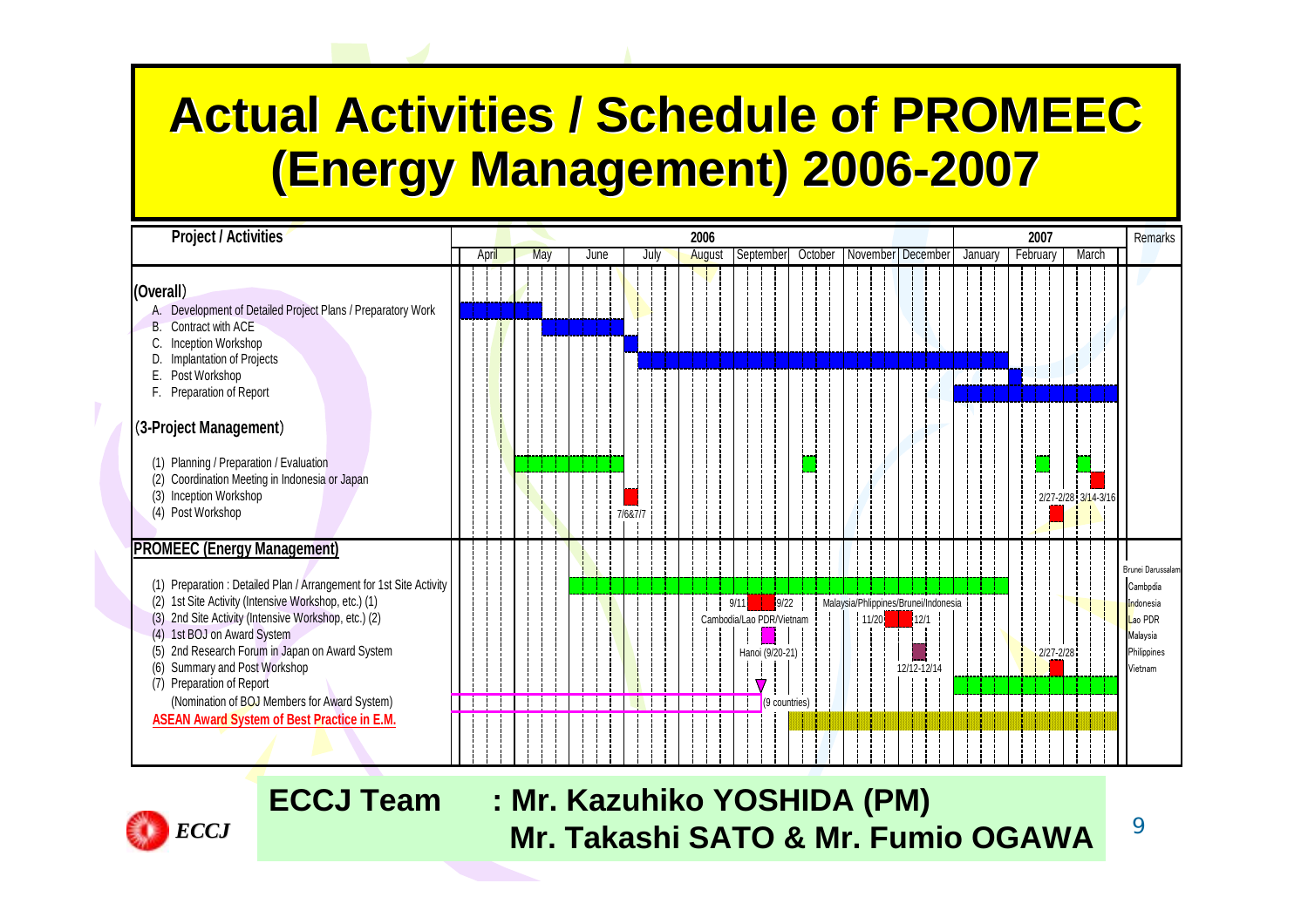# Actual Activities / Schedule of PROMEEC (Energy Management) 2006-2007

| Project / Activities | 2006 April | May | June | July | August | September | October | November | December | 2007 January | February | March | Remarks |
|---|---|---|---|---|---|---|---|---|---|---|---|---|---|
| **(Overall)** | | | | | | | | | | | | | |
| A. Development of Detailed Project Plans / Preparatory Work | | | | | | | | | | | | | |
| B. Contract with ACE | | | | | | | | | | | | | |
| C. Inception Workshop | | | | | | | | | | | | | |
| D. Implantation of Projects | | | | | | | | | | | | | |
| E. Post Workshop | | | | | | | | | | | | | |
| F. Preparation of Report | | | | | | | | | | | | | |
| **(3-Project Management)** | | | | | | | | | | | | | |
| (1) Planning / Preparation / Evaluation | | | | | | | | | | | | | |
| (2) Coordination Meeting in Indonesia or Japan | | | | | | | | | | | 2/27-2/28 | 3/14-3/16 | |
| (3) Inception Workshop | | | | 7/6&7/7 | | | | | | | | | |
| (4) Post Workshop | | | | | | | | | | | | | |
| **PROMEEC (Energy Management)** | | | | | | | | | | | | | Brunei Darussalam |
| (1) Preparation : Detailed Plan / Arrangement for 1st Site Activity | | | | | | | | | | | | | Cambpdia |
| (2) 1st Site Activity (Intensive Workshop, etc.) (1) | | | | | | 9/11 – 9/22 | | Malaysia/Phlippines/Brunei/Indonesia | | | | | Indonesia |
| (3) 2nd Site Activity (Intensive Workshop, etc.) (2) | | | | | | Cambodia/Lao PDR/Vietnam | | 11/20 – 12/1 | | | | | Lao PDR |
| (4) 1st BOJ on Award System | | | | | | Hanoi (9/20-21) | | | | | | | Malaysia |
| (5) 2nd Research Forum in Japan on Award System | | | | | | | | | 12/12-12/14 | | 2/27-2/28 | | Philippines |
| (6) Summary and Post Workshop | | | | | | | | | | | | | Vietnam |
| (7) Preparation of Report | | | | | | | | | | | | | |
| (Nomination of BOJ Members for Award System) | | | | | | (9 countries) | | | | | | | |
| ASEAN Award System of Best Practice in E.M. | | | | | | | | | | | | | |

**ECCJ Team : Mr. Kazuhiko YOSHIDA (PM)**
**Mr. Takashi SATO & Mr. Fumio OGAWA**

*ECCJ*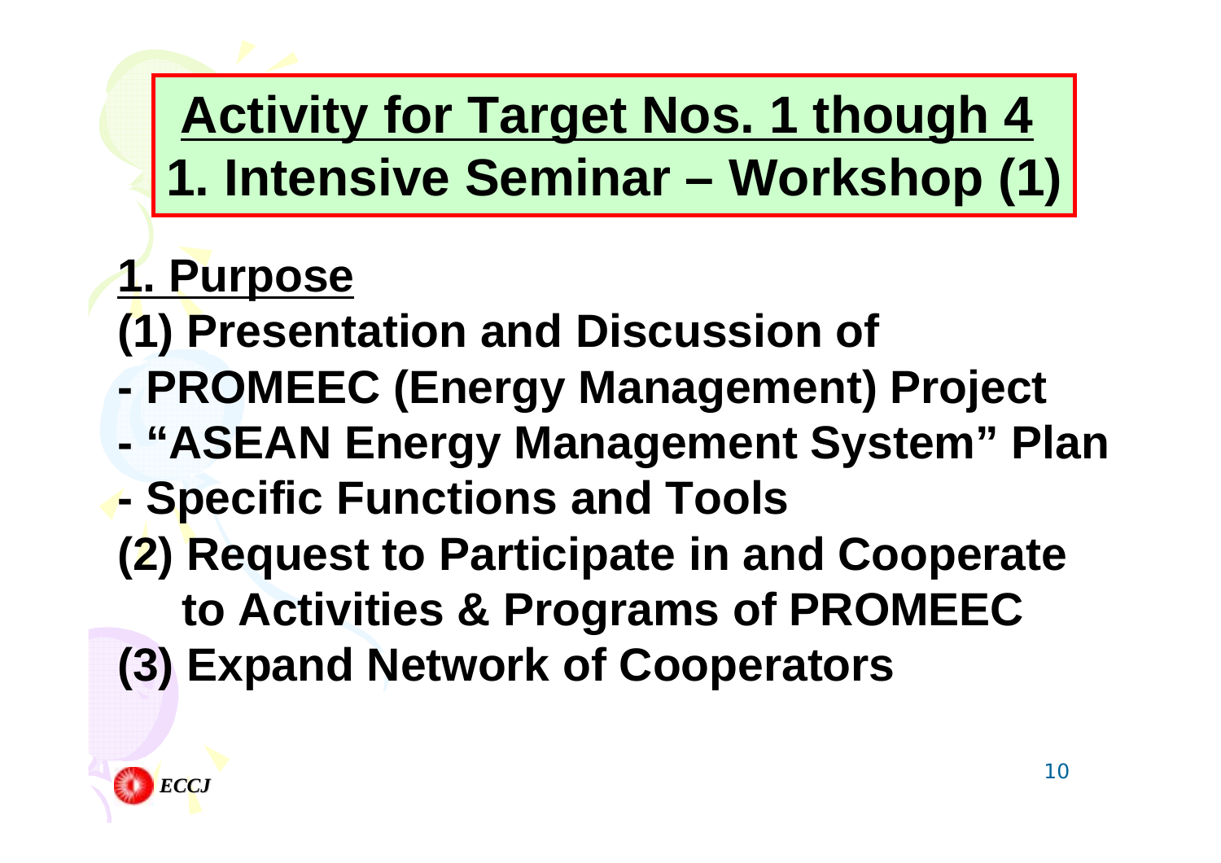# Activity for Target Nos. 1 though 4

# 1. Intensive Seminar – Workshop (1)

## 1. Purpose

**(1) Presentation and Discussion of**

**- PROMEEC (Energy Management) Project**

**- "ASEAN Energy Management System" Plan**

**- Specific Functions and Tools**

**(2) Request to Participate in and Cooperate to Activities & Programs of PROMEEC**

**(3) Expand Network of Cooperators**

*ECCJ*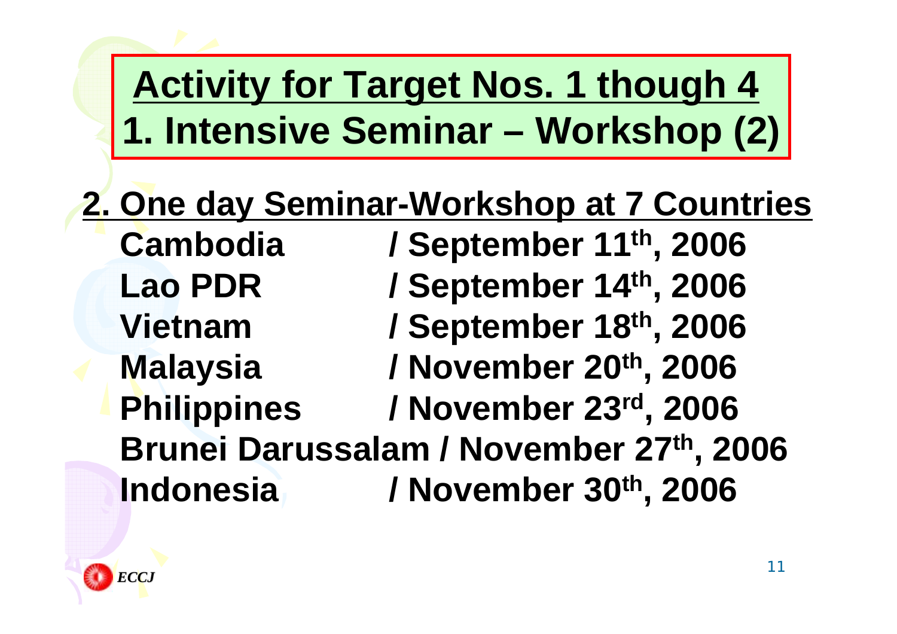# Activity for Target Nos. 1 though 4
# 1. Intensive Seminar – Workshop (2)

**2. One day Seminar-Workshop at 7 Countries**

**Cambodia / September 11th, 2006**
**Lao PDR / September 14th, 2006**
**Vietnam / September 18th, 2006**
**Malaysia / November 20th, 2006**
**Philippines / November 23rd, 2006**
**Brunei Darussalam / November 27th, 2006**
**Indonesia / November 30th, 2006**

*ECCJ*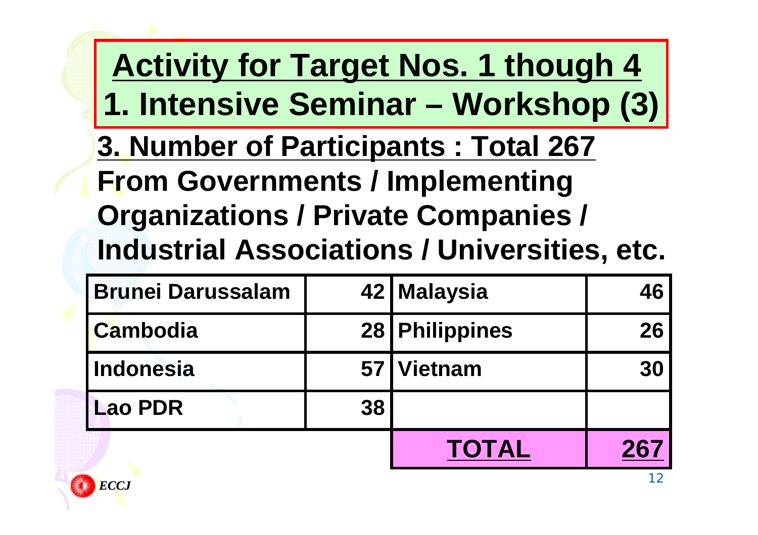# Activity for Target Nos. 1 though 4

## 1. Intensive Seminar – Workshop (3)

**3. Number of Participants : Total 267**

**From Governments / Implementing Organizations / Private Companies / Industrial Associations / Universities, etc.**

| Brunei Darussalam | 42 | Malaysia | 46 |
|---|---|---|---|
| Cambodia | 28 | Philippines | 26 |
| Indonesia | 57 | Vietnam | 30 |
| Lao PDR | 38 | | |
| | | **TOTAL** | **267** |

*ECCJ*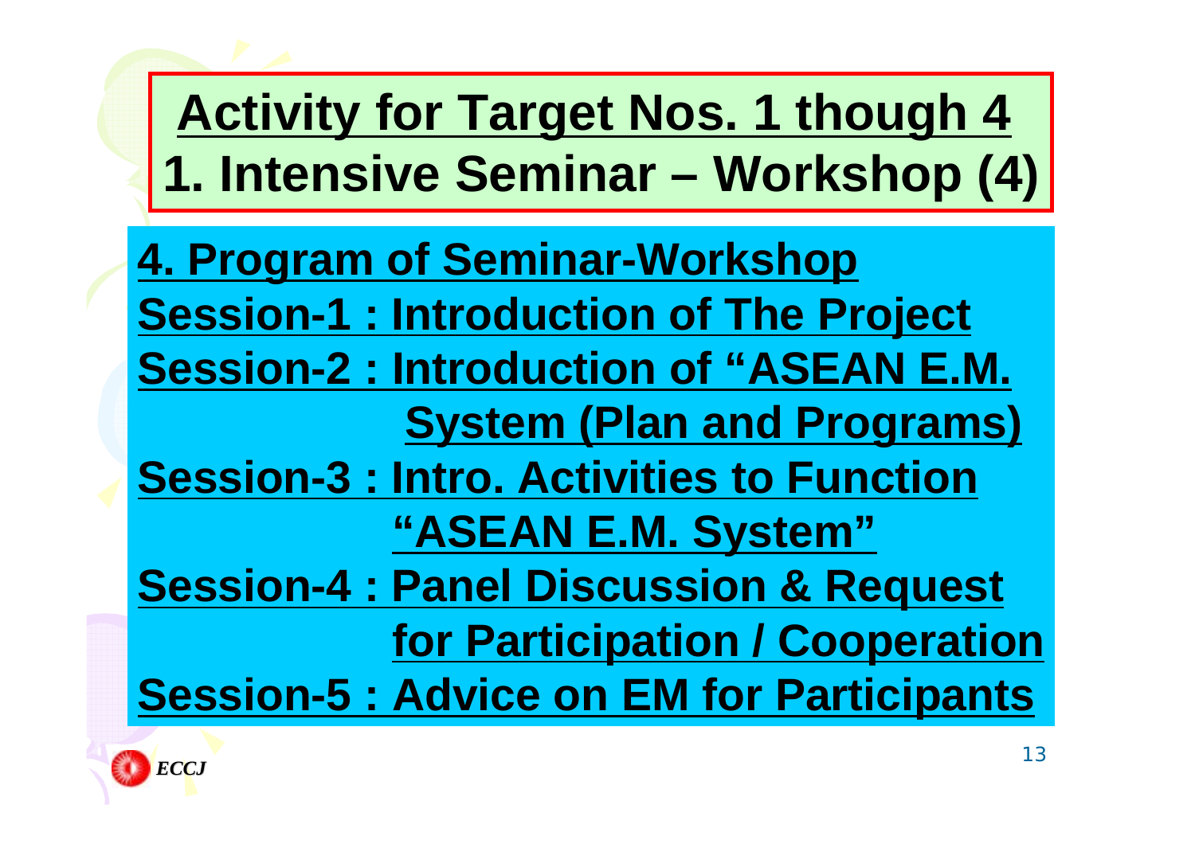# Activity for Target Nos. 1 though 4
# 1. Intensive Seminar – Workshop (4)

**4. Program of Seminar-Workshop**

**Session-1 : Introduction of The Project**

**Session-2 : Introduction of "ASEAN E.M. System (Plan and Programs)**

**Session-3 : Intro. Activities to Function "ASEAN E.M. System"**

**Session-4 : Panel Discussion & Request for Participation / Cooperation**

**Session-5 : Advice on EM for Participants**

ECCJ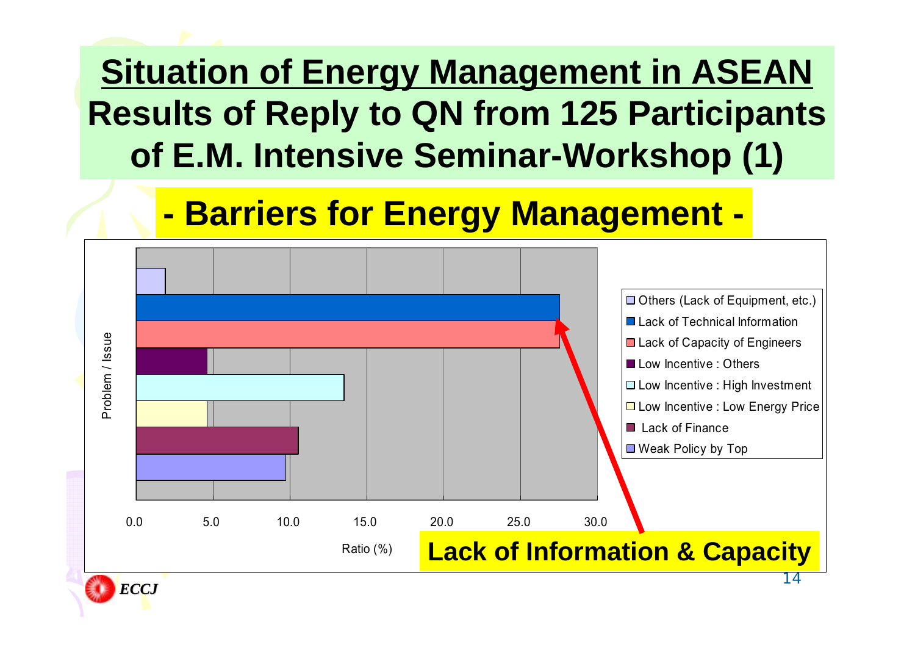# Situation of Energy Management in ASEAN

## Results of Reply to QN from 125 Participants of E.M. Intensive Seminar-Workshop (1)

### - Barriers for Energy Management -

Problem / Issue

- Others (Lack of Equipment, etc.)
- Lack of Technical Information
- Lack of Capacity of Engineers
- Low Incentive : Others
- Low Incentive : High Investment
- Low Incentive : Low Energy Price
- Lack of Finance
- Weak Policy by Top

0.0 5.0 10.0 15.0 20.0 25.0 30.0

Ratio (%)

**Lack of Information & Capacity**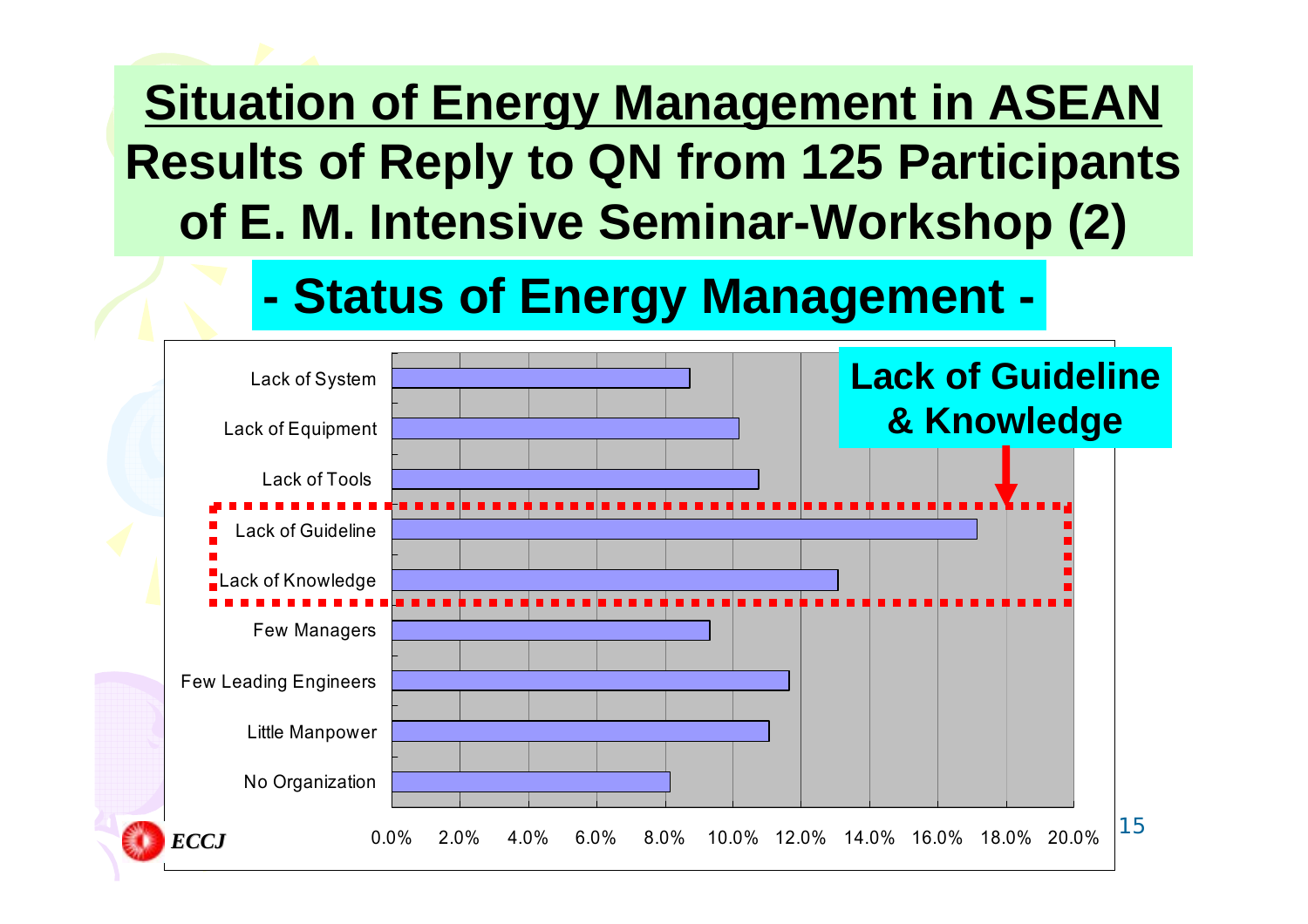# Situation of Energy Management in ASEAN
## Results of Reply to QN from 125 Participants of E. M. Intensive Seminar-Workshop (2)

### - Status of Energy Management -

| Item | Share |
|---|---|
| Lack of System | ~8.7% |
| Lack of Equipment | ~10.2% |
| Lack of Tools | ~10.8% |
| Lack of Guideline | ~17.2% |
| Lack of Knowledge | ~13.1% |
| Few Managers | ~9.3% |
| Few Leading Engineers | ~11.7% |
| Little Manpower | ~11.1% |
| No Organization | ~8.2% |

**Lack of Guideline & Knowledge**

ECCJ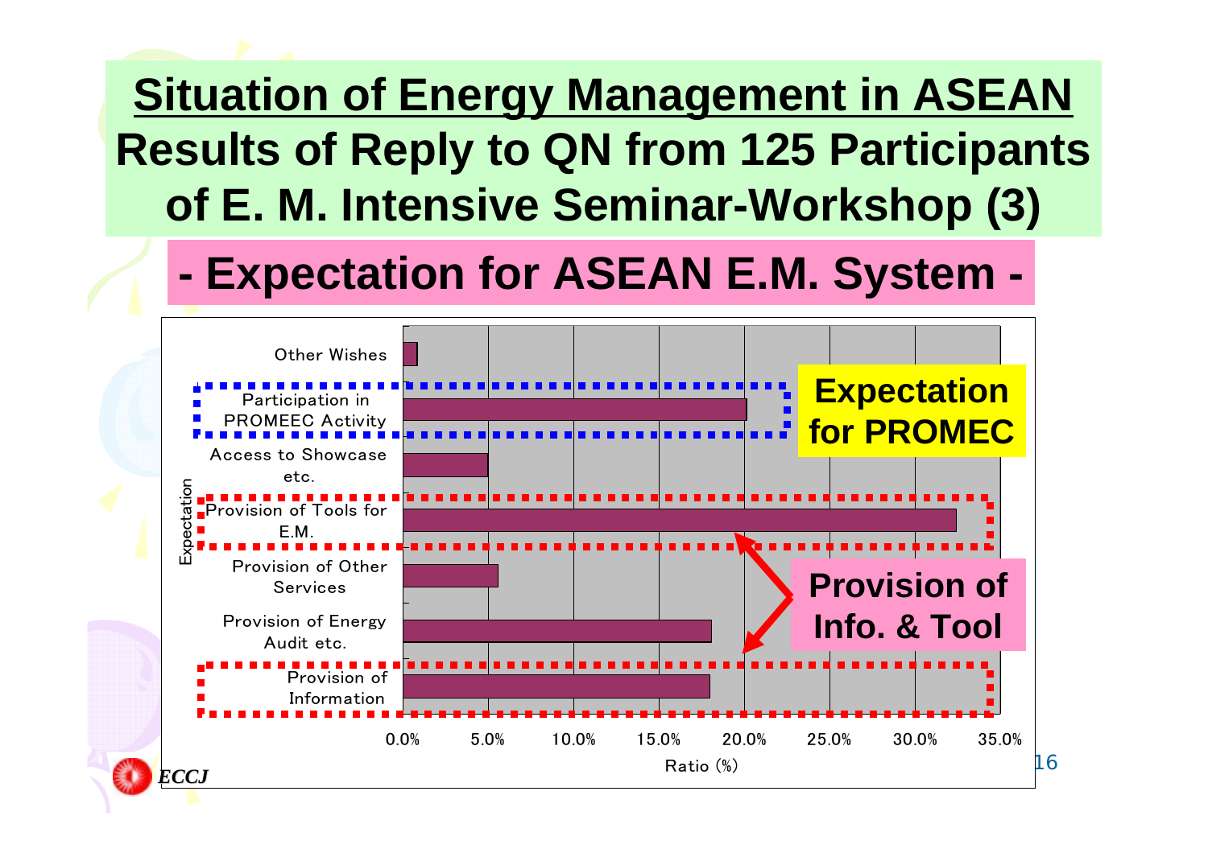# Situation of Energy Management in ASEAN Results of Reply to QN from 125 Participants of E. M. Intensive Seminar-Workshop (3)

## - Expectation for ASEAN E.M. System -

| Expectation | Ratio (%) |
|---|---|
| Other Wishes | ~0.8% |
| Participation in PROMEEC Activity | ~20.2% |
| Access to Showcase etc. | ~5.0% |
| Provision of Tools for E.M. | ~32.5% |
| Provision of Other Services | ~5.6% |
| Provision of Energy Audit etc. | ~18.1% |
| Provision of Information | ~18.0% |

**Expectation for PROMEC**

**Provision of Info. & Tool**

ECCJ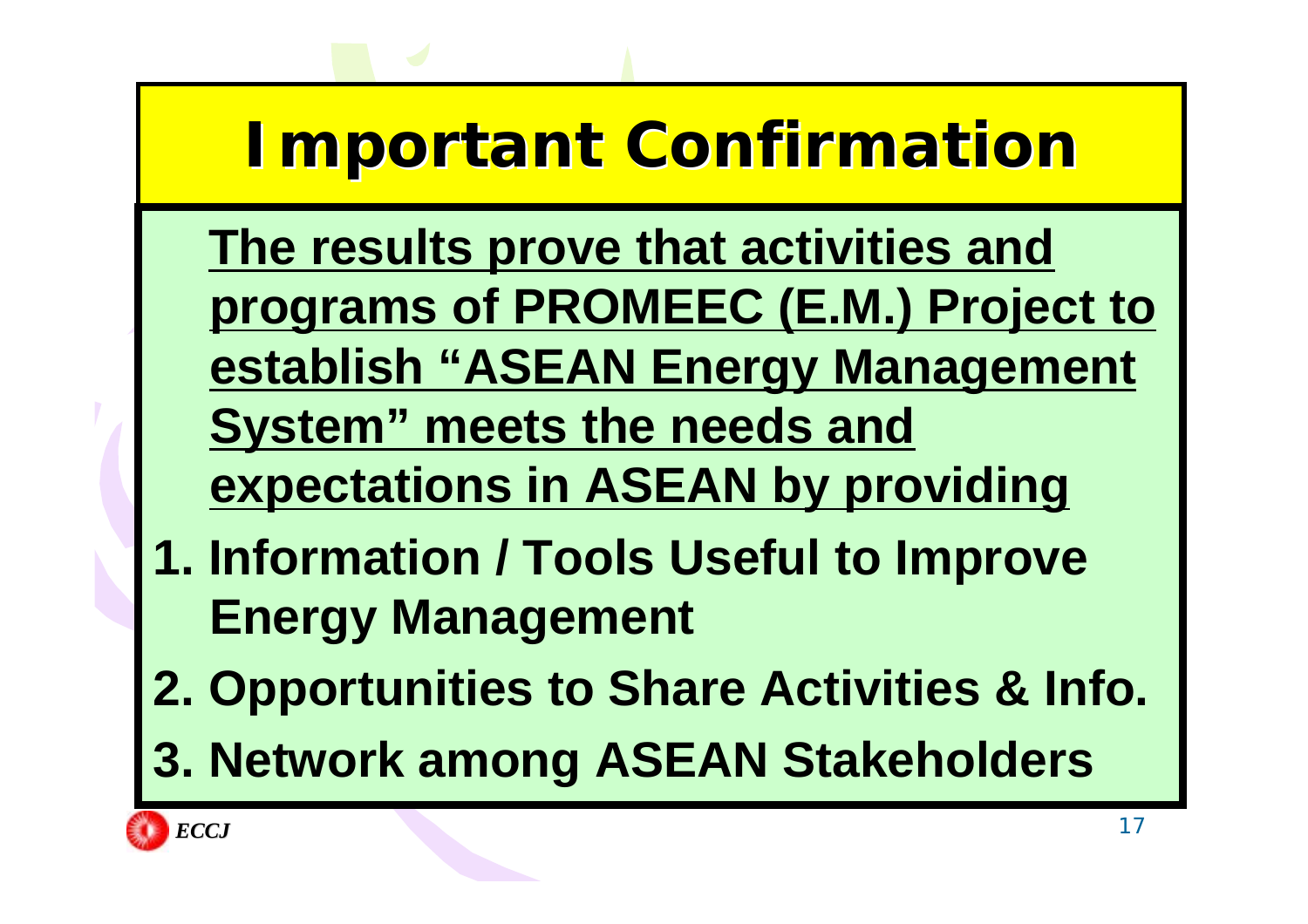# Important Confirmation

**The results prove that activities and programs of PROMEEC (E.M.) Project to establish "ASEAN Energy Management System" meets the needs and expectations in ASEAN by providing**

1. **Information / Tools Useful to Improve Energy Management**
2. **Opportunities to Share Activities & Info.**
3. **Network among ASEAN Stakeholders**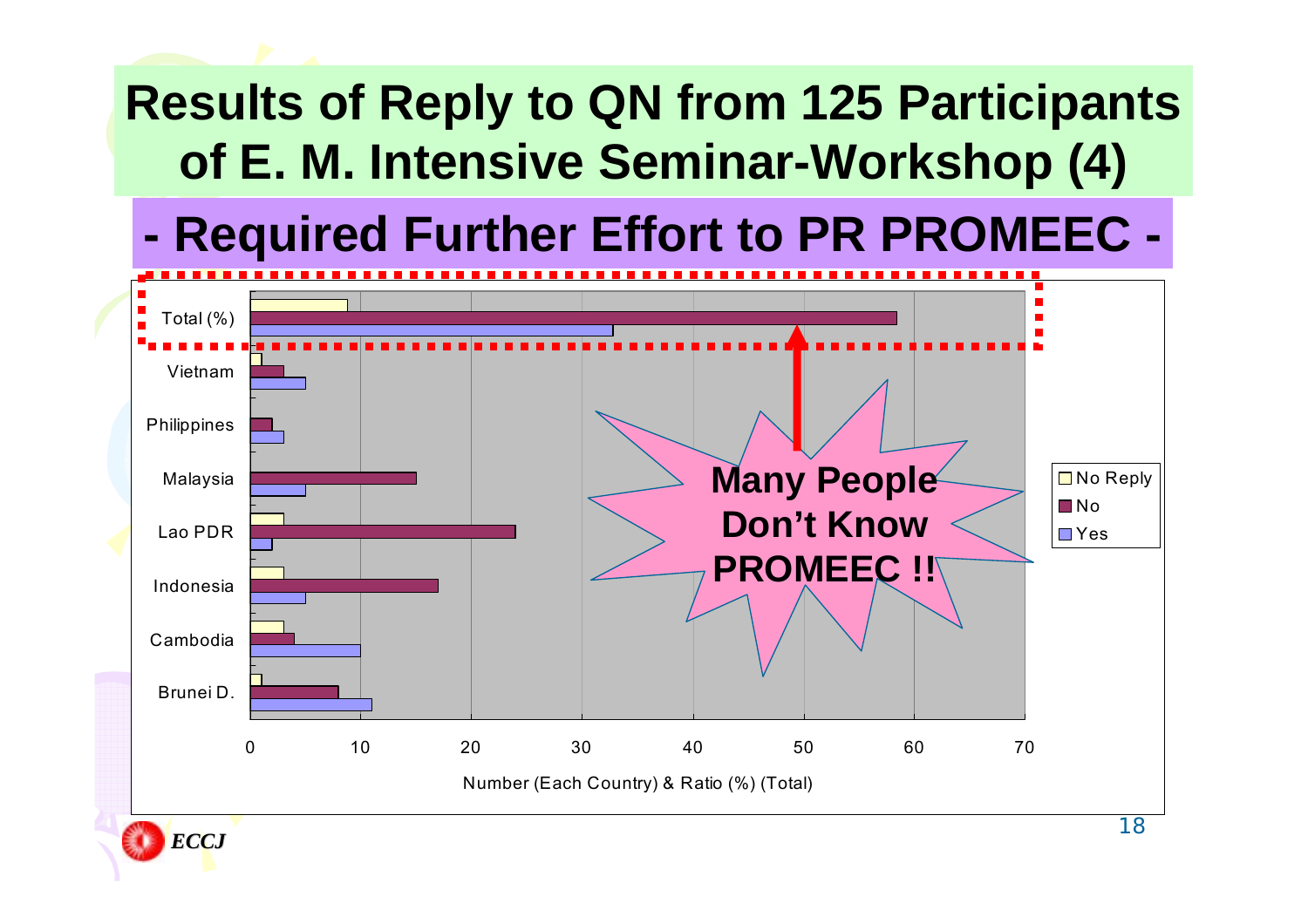# Results of Reply to QN from 125 Participants of E. M. Intensive Seminar-Workshop (4)

## - Required Further Effort to PR PROMEEC -

Total (%)

Vietnam

Philippines

Malaysia

Lao PDR

Indonesia

Cambodia

Brunei D.

0 10 20 30 40 50 60 70

Number (Each Country) & Ratio (%) (Total)

No Reply

No

Yes

**Many People Don't Know PROMEEC !!**

*ECCJ*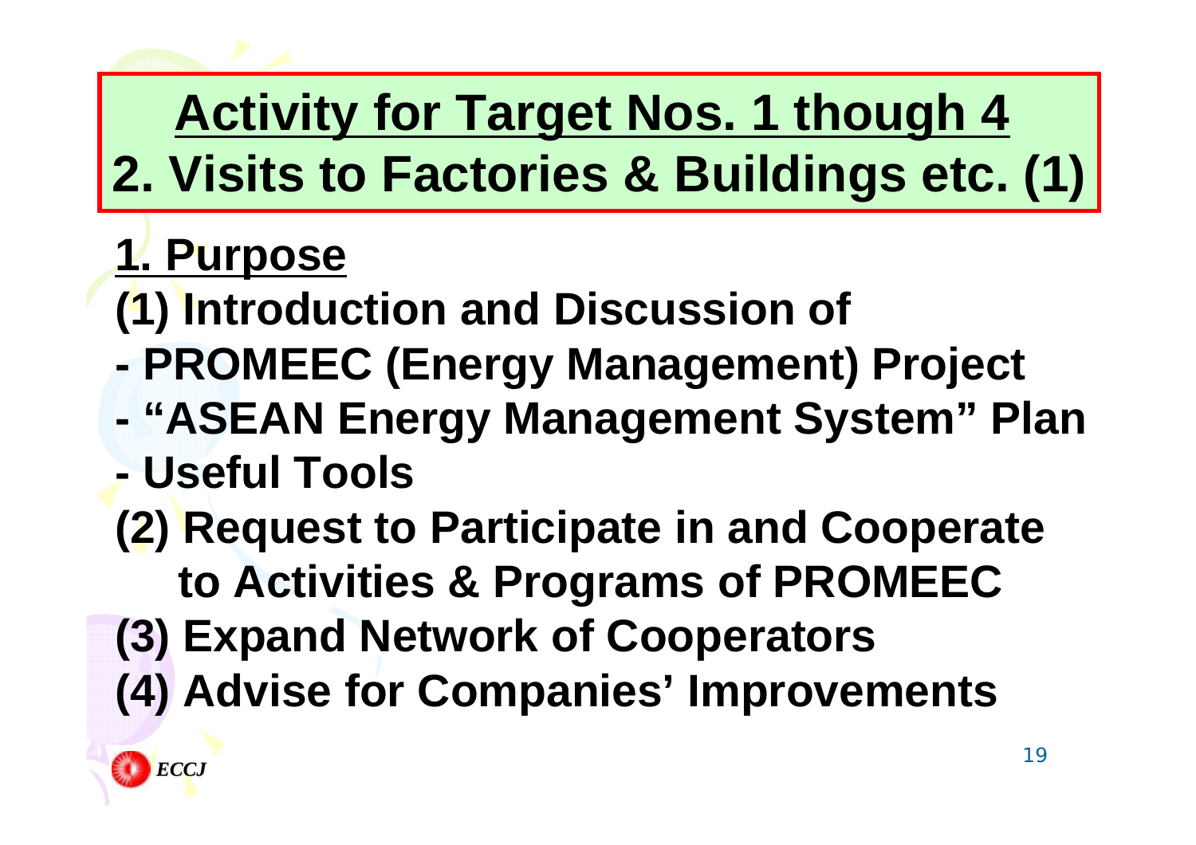# Activity for Target Nos. 1 though 4
# 2. Visits to Factories & Buildings etc. (1)

**1. Purpose**

**(1) Introduction and Discussion of**

- **PROMEEC (Energy Management) Project**
- **"ASEAN Energy Management System" Plan**
- **Useful Tools**

**(2) Request to Participate in and Cooperate to Activities & Programs of PROMEEC**

**(3) Expand Network of Cooperators**

**(4) Advise for Companies' Improvements**

*ECCJ*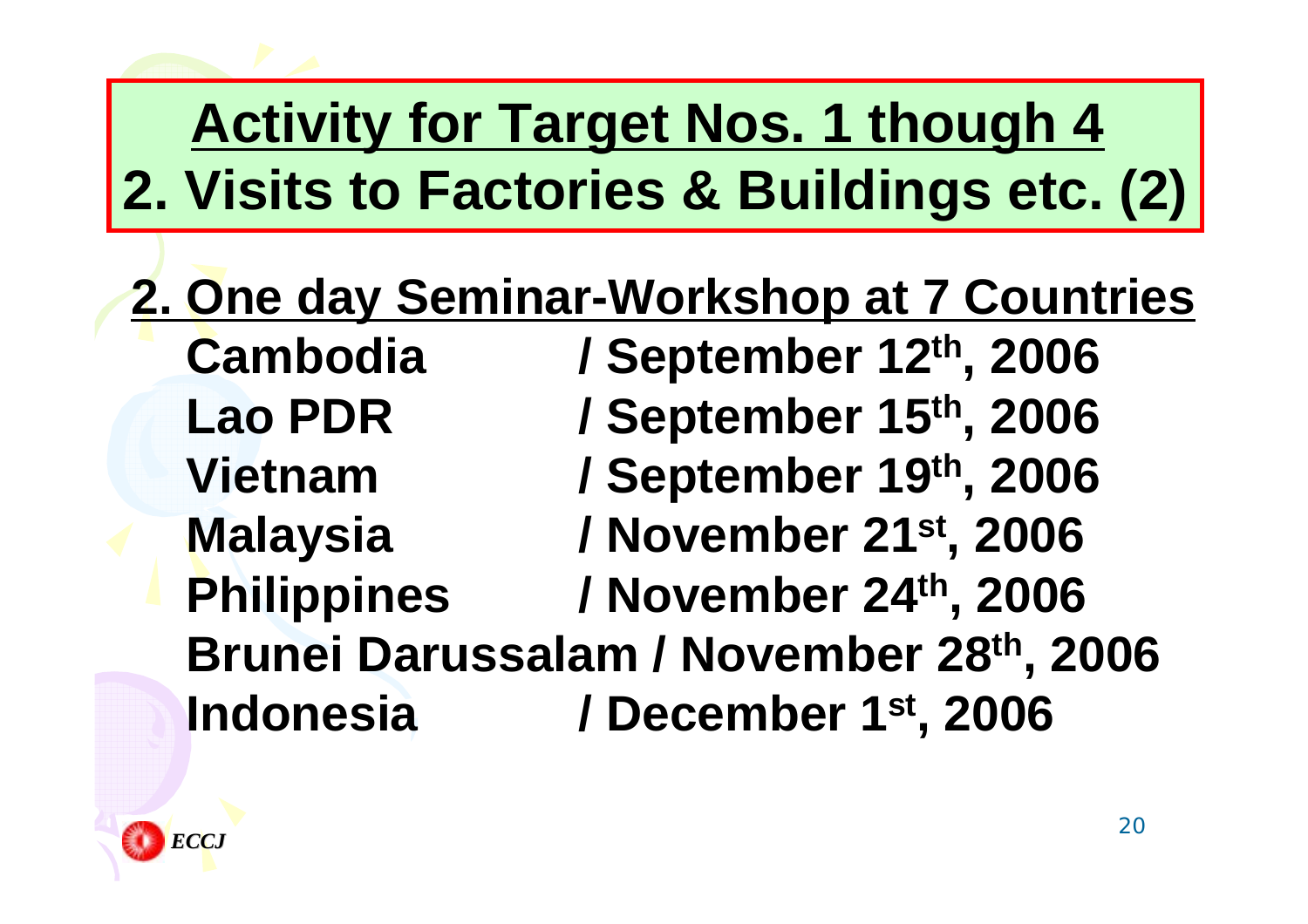# Activity for Target Nos. 1 though 4
# 2. Visits to Factories & Buildings etc. (2)

## 2. One day Seminar-Workshop at 7 Countries

Cambodia / September 12th, 2006
Lao PDR / September 15th, 2006
Vietnam / September 19th, 2006
Malaysia / November 21st, 2006
Philippines / November 24th, 2006
Brunei Darussalam / November 28th, 2006
Indonesia / December 1st, 2006

ECCJ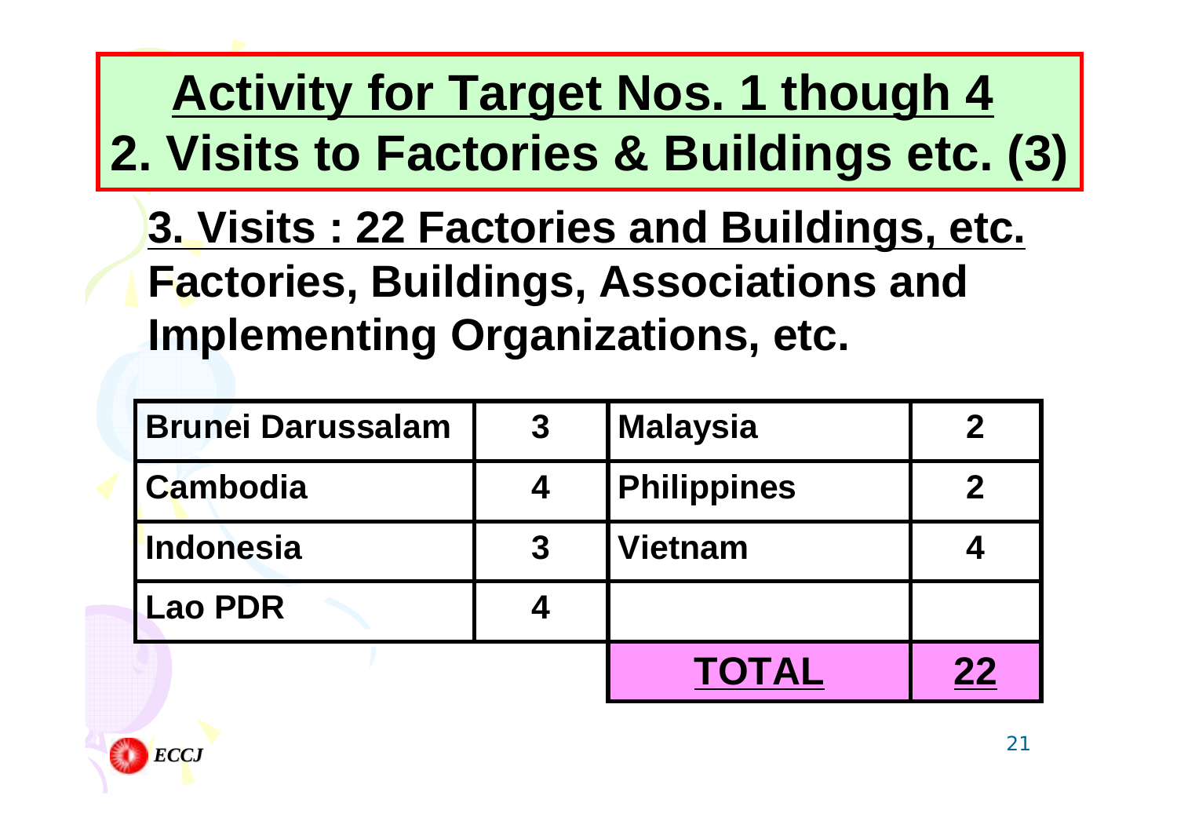# Activity for Target Nos. 1 though 4

## 2. Visits to Factories & Buildings etc. (3)

**3. Visits : 22 Factories and Buildings, etc.**

**Factories, Buildings, Associations and Implementing Organizations, etc.**

| Country | Visits | Country | Visits |
|---|---|---|---|
| Brunei Darussalam | 3 | Malaysia | 2 |
| Cambodia | 4 | Philippines | 2 |
| Indonesia | 3 | Vietnam | 4 |
| Lao PDR | 4 | | |
| | | **TOTAL** | **22** |

*ECCJ*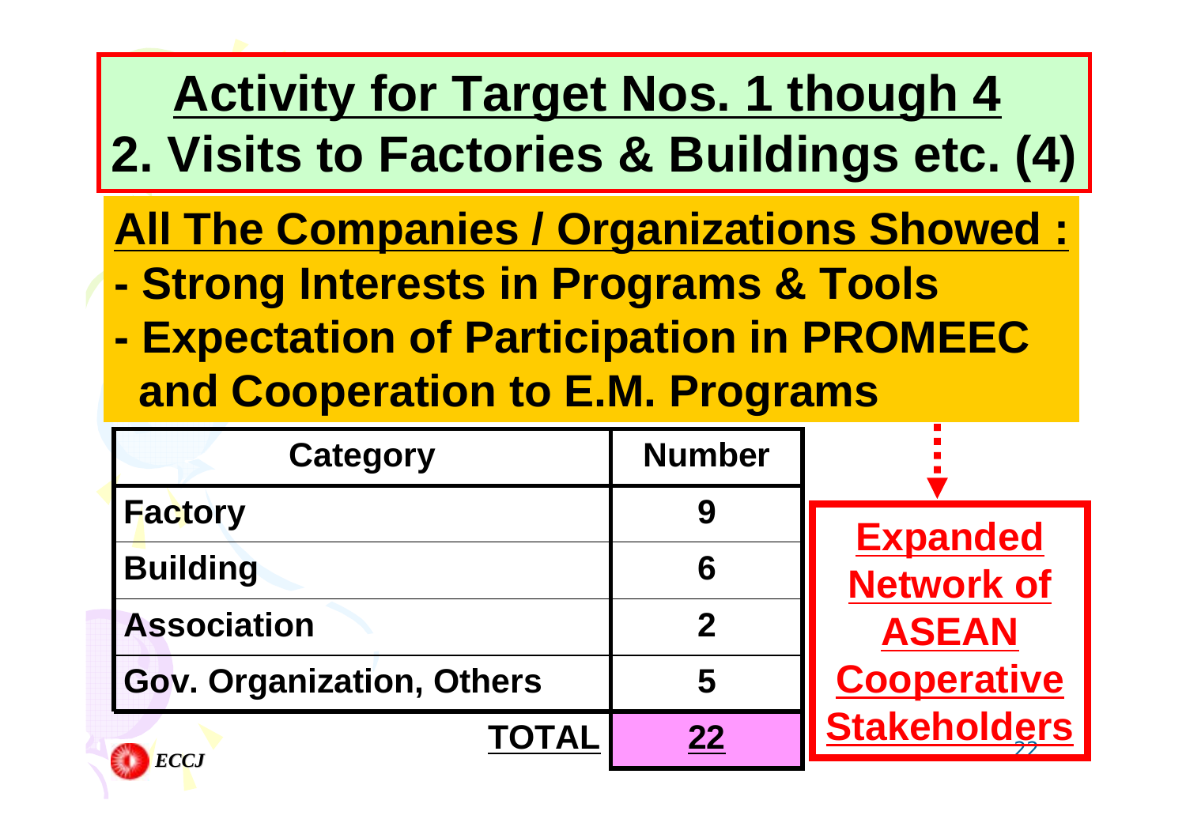# Activity for Target Nos. 1 though 4

## 2. Visits to Factories & Buildings etc. (4)

**All The Companies / Organizations Showed :**

- **Strong Interests in Programs & Tools**
- **Expectation of Participation in PROMEEC and Cooperation to E.M. Programs**

| Category | Number |
|---|---|
| Factory | 9 |
| Building | 6 |
| Association | 2 |
| Gov. Organization, Others | 5 |
| **TOTAL** | **22** |

**Expanded Network of ASEAN Cooperative Stakeholders**

ECCJ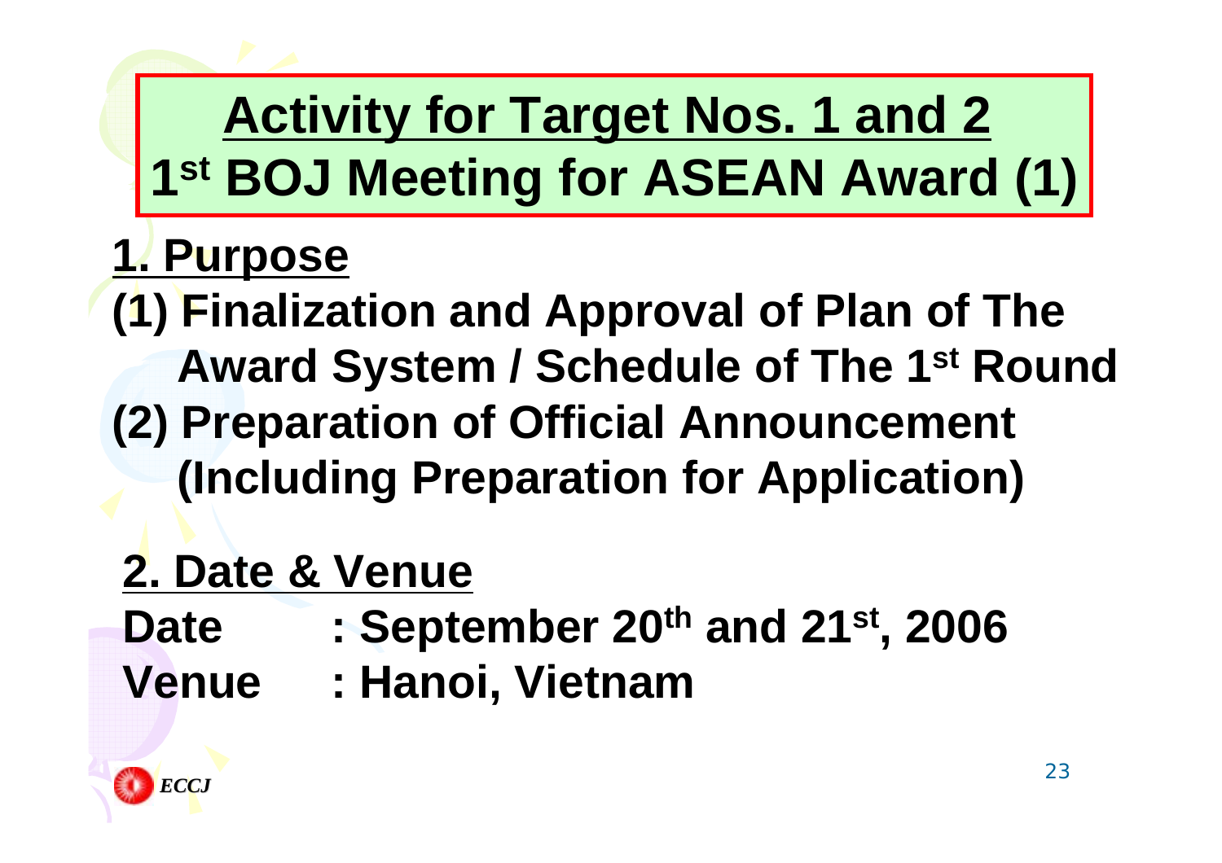# Activity for Target Nos. 1 and 2
# 1st BOJ Meeting for ASEAN Award (1)

## 1. Purpose

**(1) Finalization and Approval of Plan of The Award System / Schedule of The 1st Round**

**(2) Preparation of Official Announcement (Including Preparation for Application)**

## 2. Date & Venue

**Date : September 20th and 21st, 2006**

**Venue : Hanoi, Vietnam**

*ECCJ*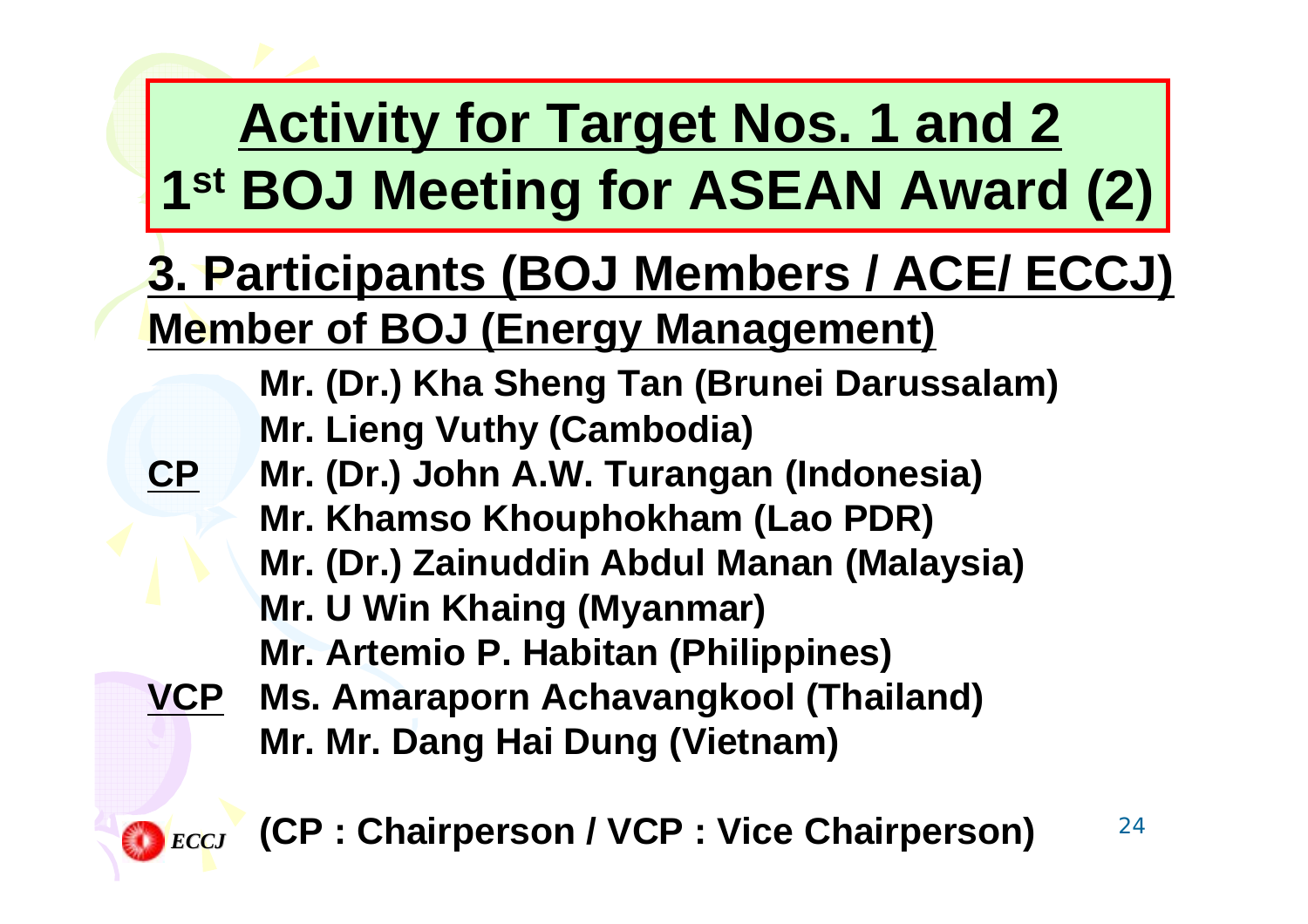# Activity for Target Nos. 1 and 2

# 1st BOJ Meeting for ASEAN Award (2)

## 3. Participants (BOJ Members / ACE/ ECCJ)

### Member of BOJ (Energy Management)

| | |
|---|---|
| | Mr. (Dr.) Kha Sheng Tan (Brunei Darussalam) |
| | Mr. Lieng Vuthy (Cambodia) |
| **CP** | Mr. (Dr.) John A.W. Turangan (Indonesia) |
| | Mr. Khamso Khouphokham (Lao PDR) |
| | Mr. (Dr.) Zainuddin Abdul Manan (Malaysia) |
| | Mr. U Win Khaing (Myanmar) |
| | Mr. Artemio P. Habitan (Philippines) |
| **VCP** | Ms. Amaraporn Achavangkool (Thailand) |
| | Mr. Mr. Dang Hai Dung (Vietnam) |

**(CP : Chairperson / VCP : Vice Chairperson)**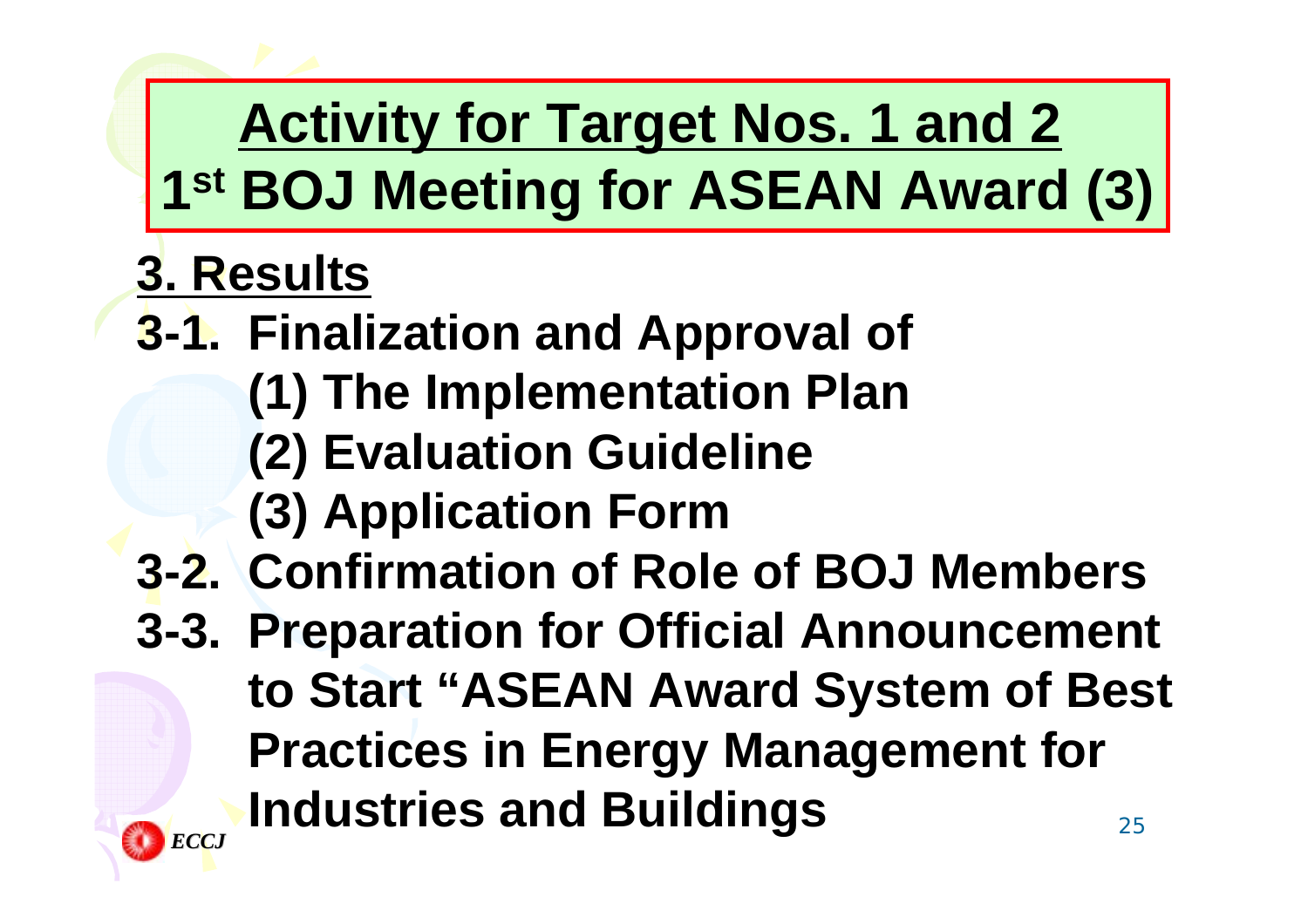# Activity for Target Nos. 1 and 2

# 1st BOJ Meeting for ASEAN Award (3)

## 3. Results

**3-1. Finalization and Approval of**

**(1) The Implementation Plan**

**(2) Evaluation Guideline**

**(3) Application Form**

**3-2. Confirmation of Role of BOJ Members**

**3-3. Preparation for Official Announcement to Start "ASEAN Award System of Best Practices in Energy Management for Industries and Buildings**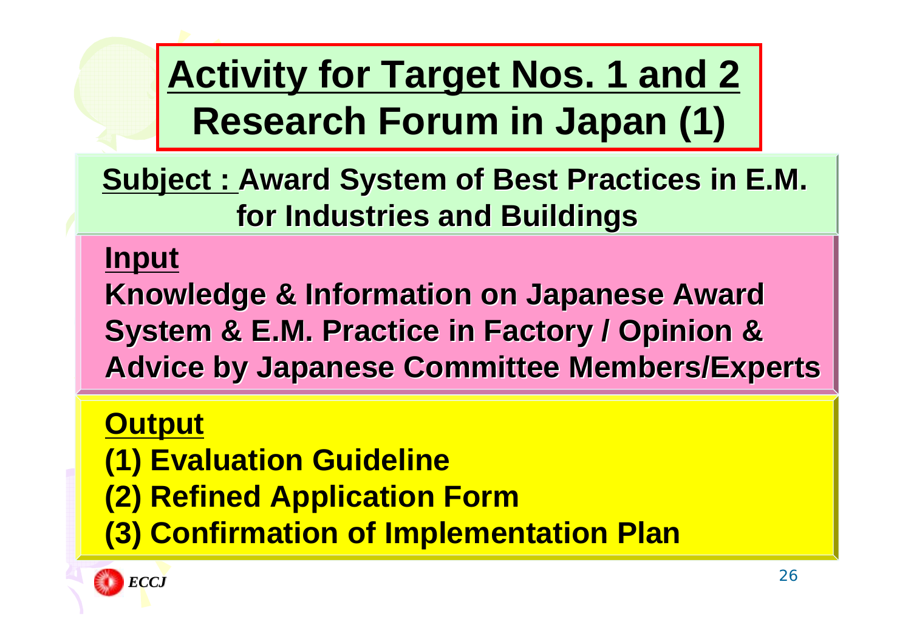# Activity for Target Nos. 1 and 2
# Research Forum in Japan (1)

**Subject : Award System of Best Practices in E.M. for Industries and Buildings**

**Input**

**Knowledge & Information on Japanese Award System & E.M. Practice in Factory / Opinion & Advice by Japanese Committee Members/Experts**

**Output**

**(1) Evaluation Guideline**
**(2) Refined Application Form**
**(3) Confirmation of Implementation Plan**

*ECCJ*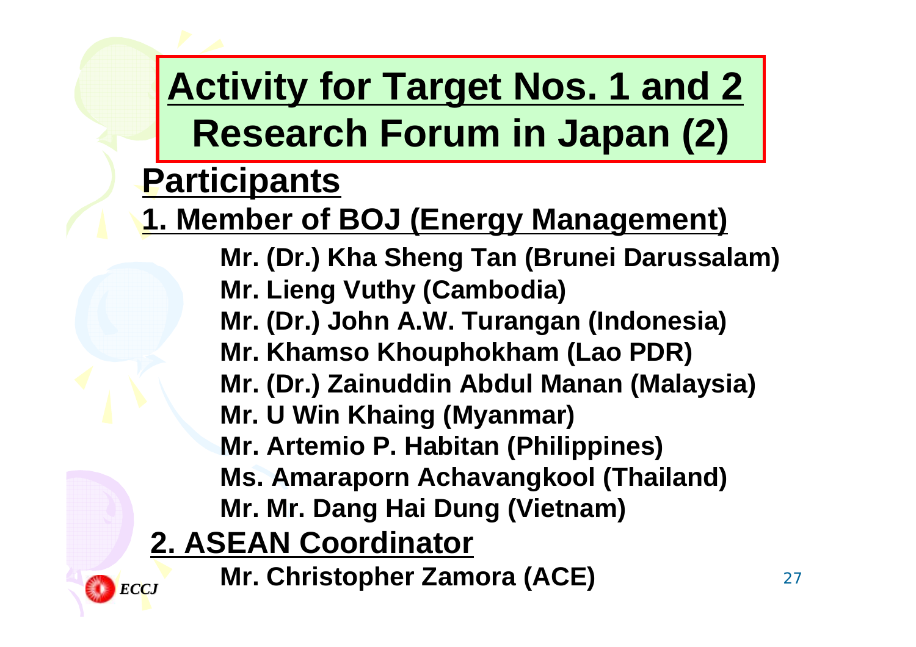# Activity for Target Nos. 1 and 2 Research Forum in Japan (2)

## Participants

### 1. Member of BOJ (Energy Management)

**Mr. (Dr.) Kha Sheng Tan (Brunei Darussalam)**
**Mr. Lieng Vuthy (Cambodia)**
**Mr. (Dr.) John A.W. Turangan (Indonesia)**
**Mr. Khamso Khouphokham (Lao PDR)**
**Mr. (Dr.) Zainuddin Abdul Manan (Malaysia)**
**Mr. U Win Khaing (Myanmar)**
**Mr. Artemio P. Habitan (Philippines)**
**Ms. Amaraporn Achavangkool (Thailand)**
**Mr. Mr. Dang Hai Dung (Vietnam)**

### 2. ASEAN Coordinator

**Mr. Christopher Zamora (ACE)**

*ECCJ*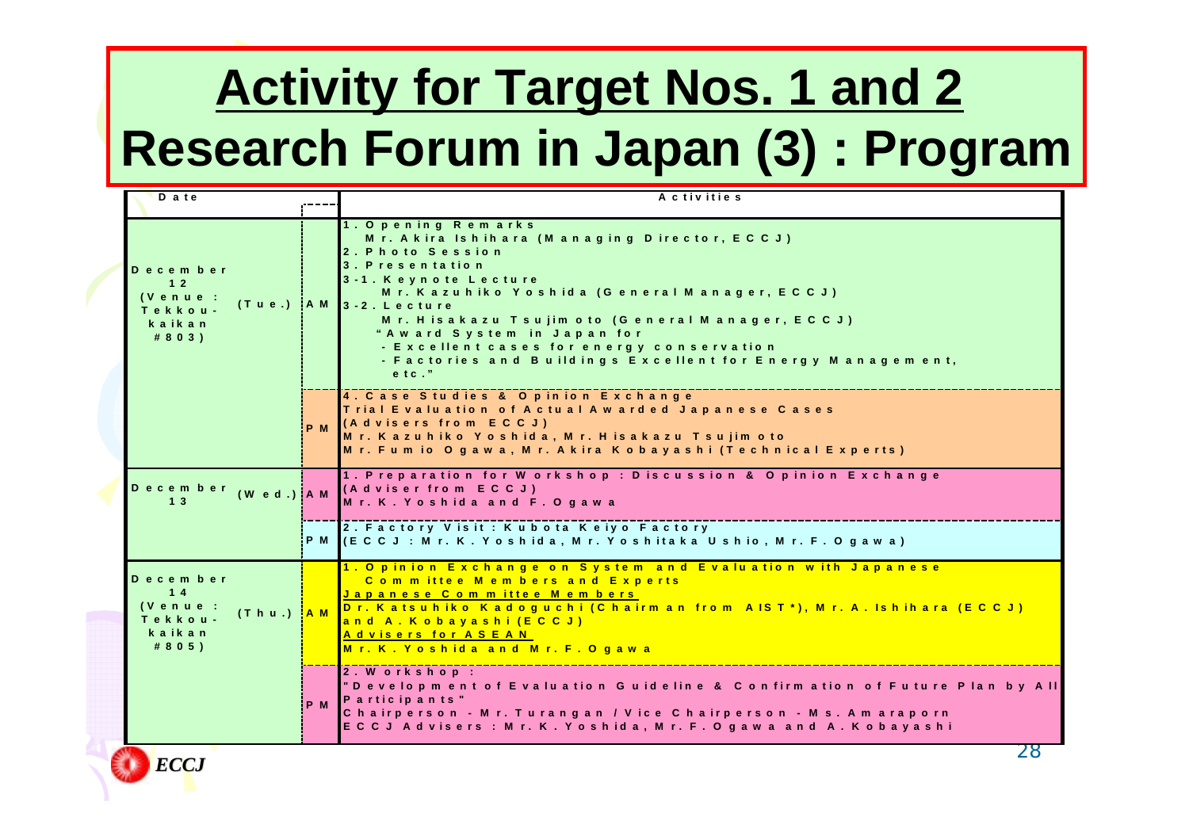# Activity for Target Nos. 1 and 2
# Research Forum in Japan (3) : Program

| Date | | | Activities |
|---|---|---|---|
| December 12 (Venue : Tekkou-kaikan #803) | (Tue.) | AM | 1. Opening Remarks<br>Mr. Akira Ishihara (Managing Director, ECCJ)<br>2. Photo Session<br>3. Presentation<br>3-1. Keynote Lecture<br>Mr. Kazuhiko Yoshida (General Manager, ECCJ)<br>3-2. Lecture<br>Mr. Hisakazu Tsujimoto (General Manager, ECCJ)<br>"Award System in Japan for<br>- Excellent cases for energy conservation<br>- Factories and Buildings Excellent for Energy Management, etc." |
| | | PM | 4. Case Studies & Opinion Exchange<br>Trial Evaluation of Actual Awarded Japanese Cases<br>(Advisers from ECCJ)<br>Mr. Kazuhiko Yoshida, Mr. Hisakazu Tsujimoto<br>Mr. Fumio Ogawa, Mr. Akira Kobayashi (Technical Experts) |
| December 13 | (Wed.) | AM | 1. Preparation for Workshop : Discussion & Opinion Exchange<br>(Adviser from ECCJ)<br>Mr. K. Yoshida and F. Ogawa |
| | | PM | 2. Factory Visit : Kubota Keiyo Factory<br>(ECCJ : Mr. K. Yoshida, Mr. Yoshitaka Ushio, Mr. F. Ogawa) |
| December 14 (Venue : Tekkou-kaikan #805) | (Thu.) | AM | 1. Opinion Exchange on System and Evaluation with Japanese Committee Members and Experts<br>Japanese Committee Members<br>Dr. Katsuhiko Kadoguchi (Chairman from AIST*), Mr. A. Ishihara (ECCJ) and A. Kobayashi (ECCJ)<br>Advisers for ASEAN<br>Mr. K. Yoshida and Mr. F. Ogawa |
| | | PM | 2. Workshop :<br>"Development of Evaluation Guideline & Confirmation of Future Plan by All Participants"<br>Chairperson - Mr. Turangan / Vice Chairperson - Ms. Amaraporn<br>ECCJ Advisers : Mr. K. Yoshida, Mr. F. Ogawa and A. Kobayashi |

ECCJ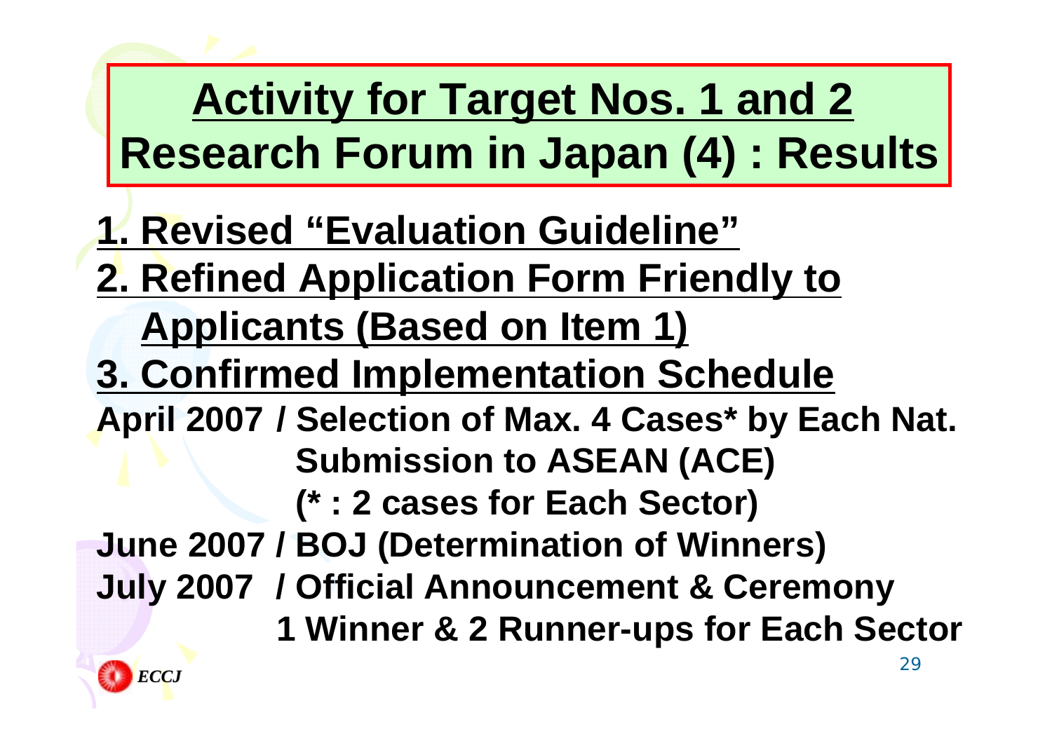# Activity for Target Nos. 1 and 2
# Research Forum in Japan (4) : Results

**1. Revised "Evaluation Guideline"**

**2. Refined Application Form Friendly to Applicants (Based on Item 1)**

**3. Confirmed Implementation Schedule**

**April 2007 / Selection of Max. 4 Cases* by Each Nat.**
**Submission to ASEAN (ACE)**
**(* : 2 cases for Each Sector)**

**June 2007 / BOJ (Determination of Winners)**

**July 2007 / Official Announcement & Ceremony**
**1 Winner & 2 Runner-ups for Each Sector**

ECCJ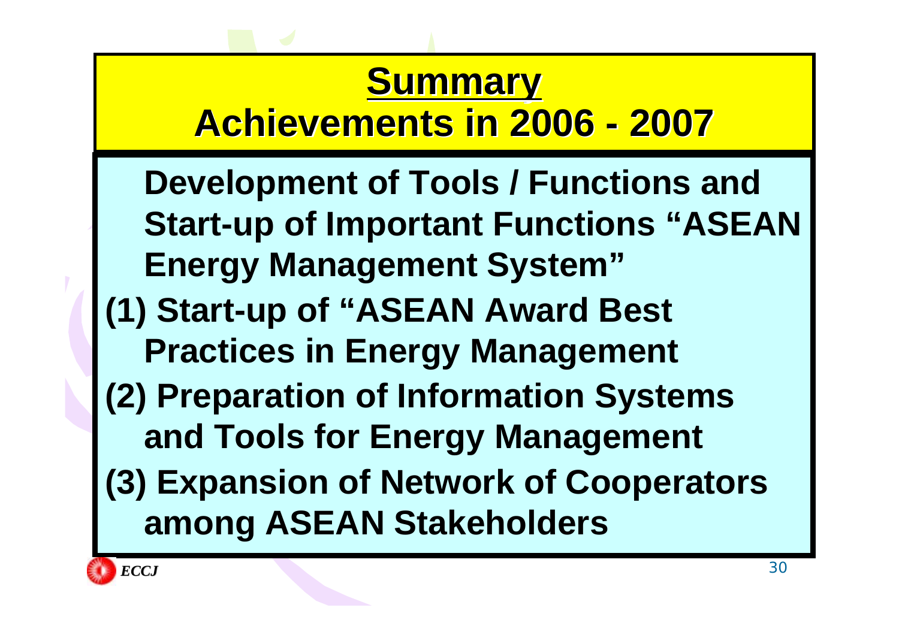# **Summary**

# Achievements in 2006 - 2007

**Development of Tools / Functions and Start-up of Important Functions "ASEAN Energy Management System"**

**(1) Start-up of "ASEAN Award Best Practices in Energy Management**

**(2) Preparation of Information Systems and Tools for Energy Management**

**(3) Expansion of Network of Cooperators among ASEAN Stakeholders**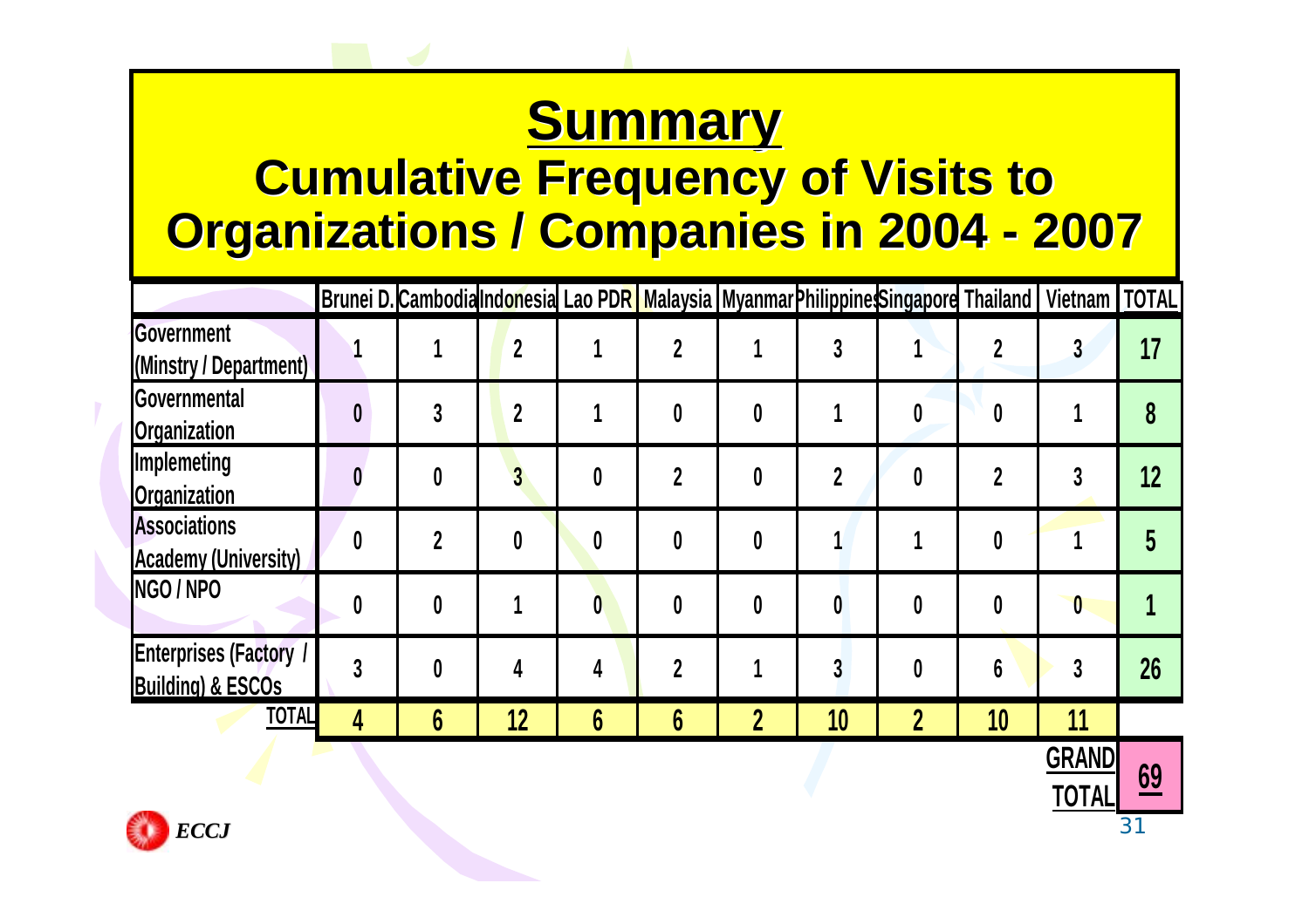# Summary

## Cumulative Frequency of Visits to Organizations / Companies in 2004 - 2007

| | Brunei D. | Cambodia | Indonesia | Lao PDR | Malaysia | Myanmar | Philippines | Singapore | Thailand | Vietnam | TOTAL |
|---|---|---|---|---|---|---|---|---|---|---|---|
| Government (Minstry / Department) | 1 | 1 | 2 | 1 | 2 | 1 | 3 | 1 | 2 | 3 | 17 |
| Governmental Organization | 0 | 3 | 2 | 1 | 0 | 0 | 1 | 0 | 0 | 1 | 8 |
| Implemeting Organization | 0 | 0 | 3 | 0 | 2 | 0 | 2 | 0 | 2 | 3 | 12 |
| Associations Academy (University) | 0 | 2 | 0 | 0 | 0 | 0 | 1 | 1 | 0 | 1 | 5 |
| NGO / NPO | 0 | 0 | 1 | 0 | 0 | 0 | 0 | 0 | 0 | 0 | 1 |
| Enterprises (Factory / Building) & ESCOs | 3 | 0 | 4 | 4 | 2 | 1 | 3 | 0 | 6 | 3 | 26 |
| TOTAL | 4 | 6 | 12 | 6 | 6 | 2 | 10 | 2 | 10 | 11 | |
| | | | | | | | | | | GRAND TOTAL | 69 |

*ECCJ*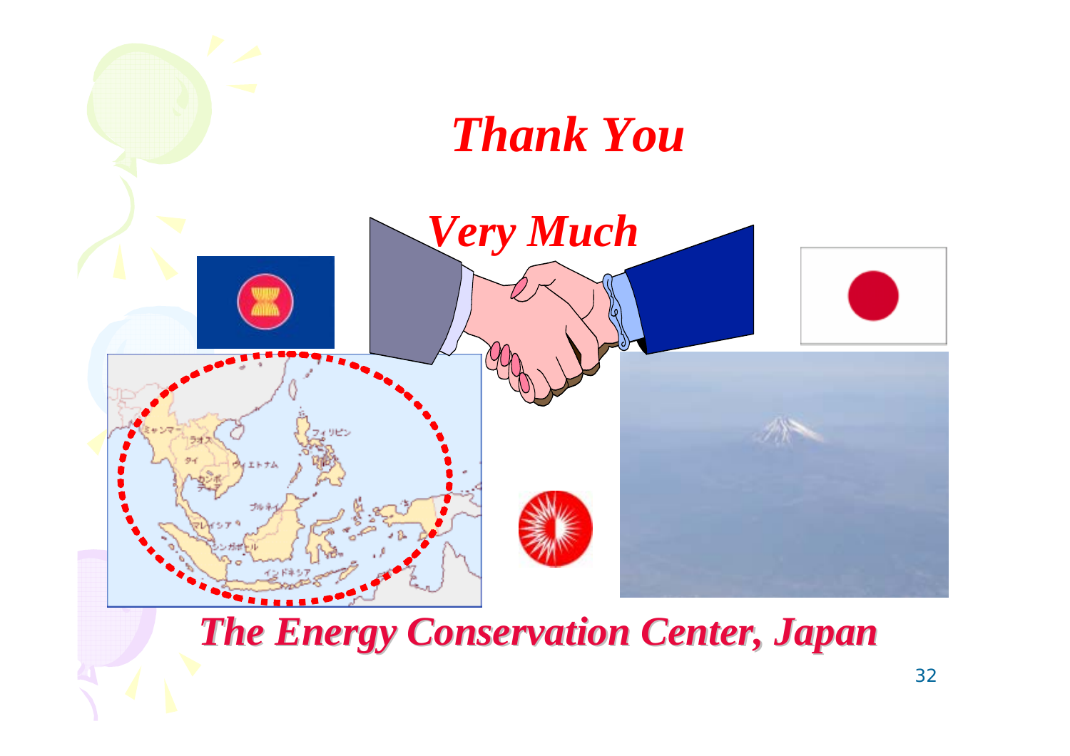# *Thank You*

# *Very Much*

***The Energy Conservation Center, Japan***